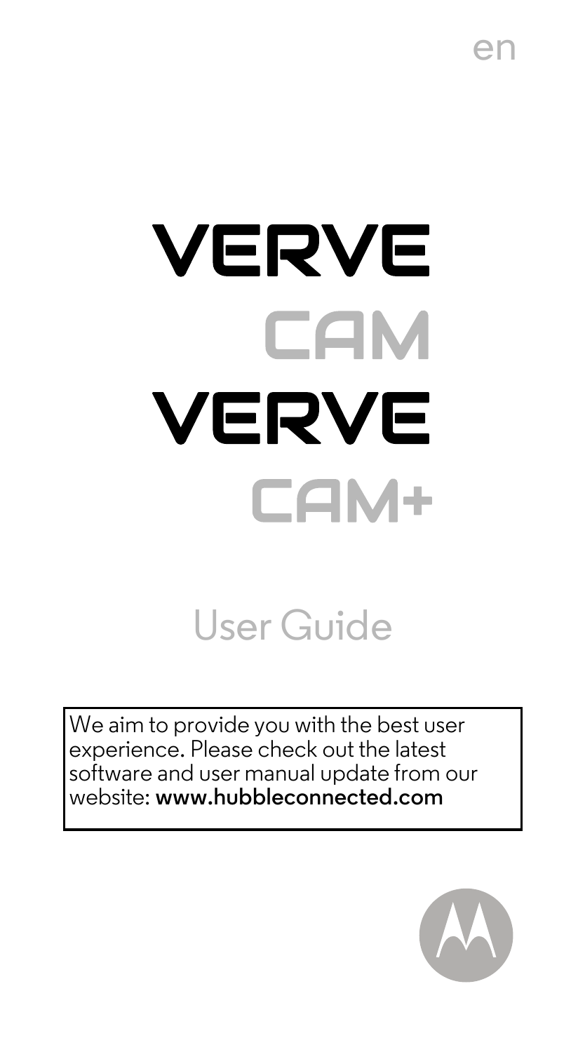en

# VERVE CAM

# VERVE CAM+

## User Guide

We aim to provide you with the best user experience. Please check out the latest software and user manual update from our website: **www.hubbleconnected.com**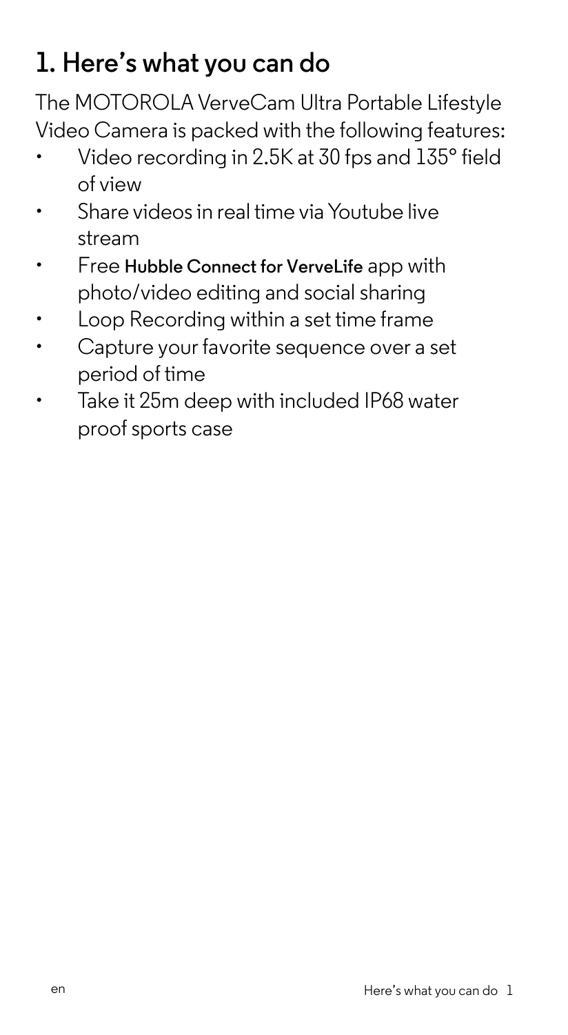# 1. Here's what you can do

The MOTOROLA VerveCam Ultra Portable Lifestyle Video Camera is packed with the following features:

- Video recording in 2.5K at 30 fps and 135° field of view
- Share videos in real time via Youtube live stream
- Free **Hubble Connect for VerveLife** app with photo/video editing and social sharing
- Loop Recording within a set time frame
- Capture your favorite sequence over a set period of time
- Take it 25m deep with included IP68 water proof sports case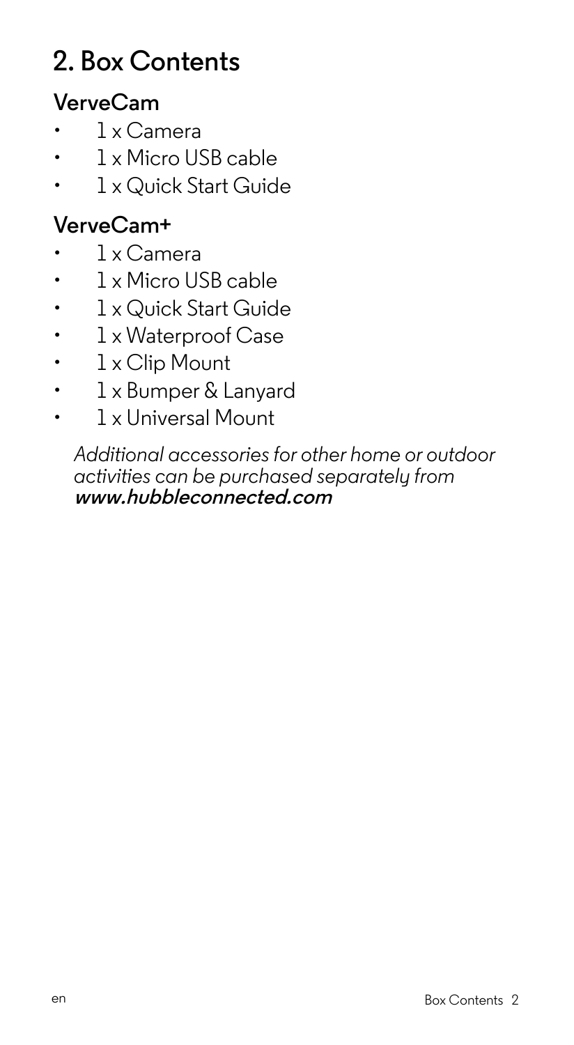# 2. Box Contents

## VerveCam

- 1 x Camera
- 1 x Micro USB cable
- 1 x Quick Start Guide

## VerveCam+

- 1 x Camera
- 1 x Micro USB cable
- 1 x Quick Start Guide
- 1 x Waterproof Case
- 1 x Clip Mount
- 1 x Bumper & Lanyard
- 1 x Universal Mount

*Additional accessories for other home or outdoor activities can be purchased separately from* ***www.hubbleconnected.com***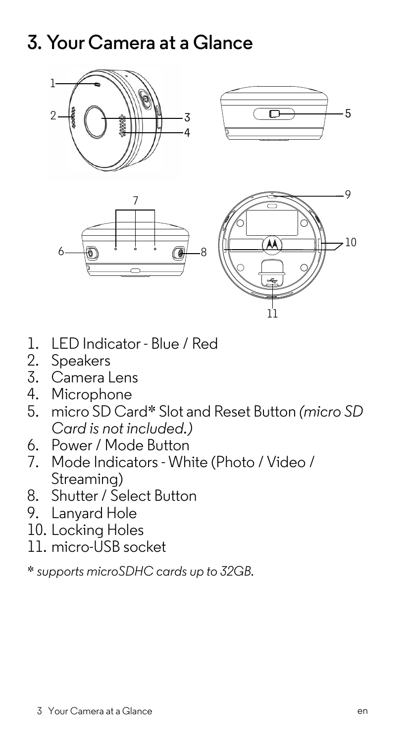# 3. Your Camera at a Glance

1. LED Indicator - Blue / Red
2. Speakers
3. Camera Lens
4. Microphone
5. micro SD Card* Slot and Reset Button *(micro SD Card is not included.)*
6. Power / Mode Button
7. Mode Indicators - White (Photo / Video / Streaming)
8. Shutter / Select Button
9. Lanyard Hole
10. Locking Holes
11. micro-USB socket

\* *supports microSDHC cards up to 32GB.*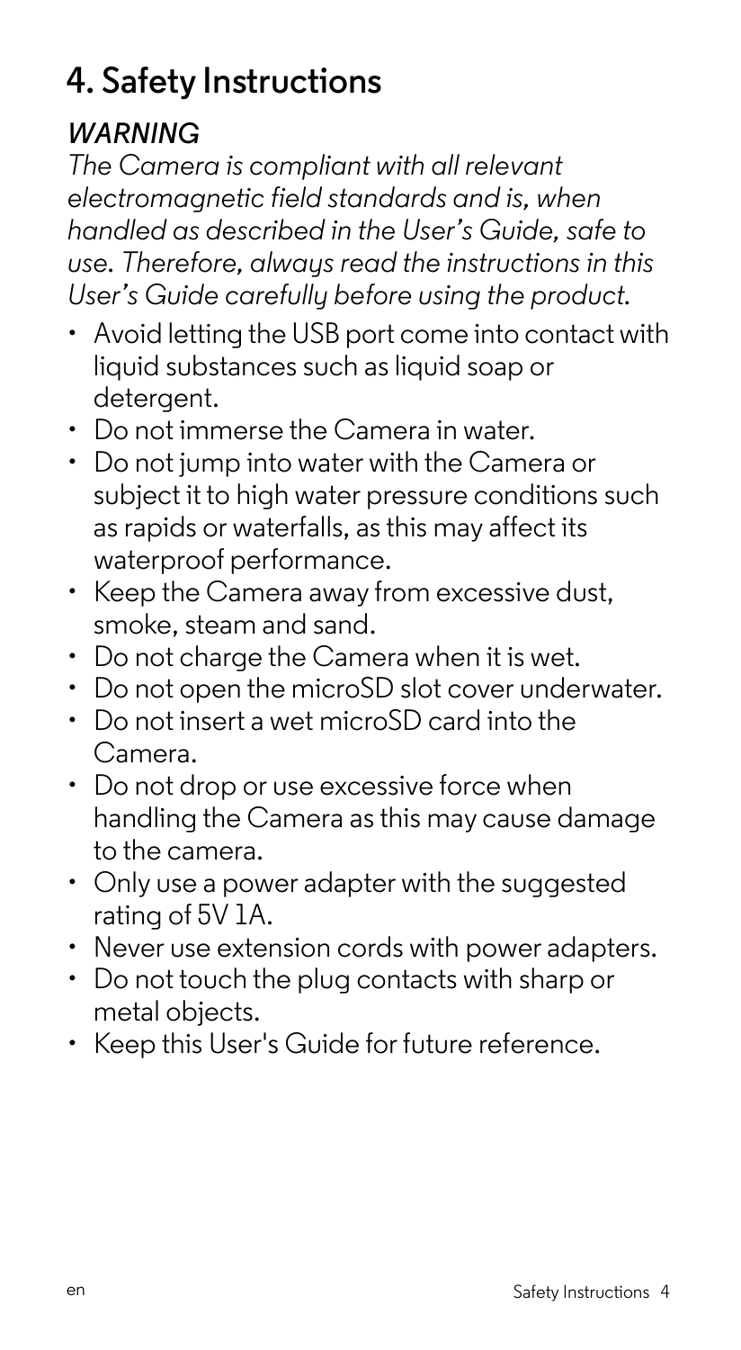# 4. Safety Instructions

*WARNING*

*The Camera is compliant with all relevant electromagnetic field standards and is, when handled as described in the User's Guide, safe to use. Therefore, always read the instructions in this User's Guide carefully before using the product.*

- Avoid letting the USB port come into contact with liquid substances such as liquid soap or detergent.
- Do not immerse the Camera in water.
- Do not jump into water with the Camera or subject it to high water pressure conditions such as rapids or waterfalls, as this may affect its waterproof performance.
- Keep the Camera away from excessive dust, smoke, steam and sand.
- Do not charge the Camera when it is wet.
- Do not open the microSD slot cover underwater.
- Do not insert a wet microSD card into the Camera.
- Do not drop or use excessive force when handling the Camera as this may cause damage to the camera.
- Only use a power adapter with the suggested rating of 5V 1A.
- Never use extension cords with power adapters.
- Do not touch the plug contacts with sharp or metal objects.
- Keep this User's Guide for future reference.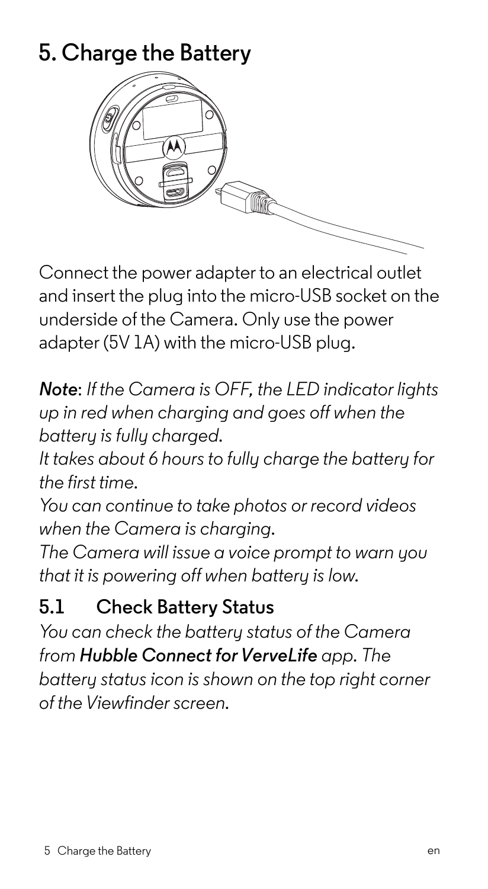# 5. Charge the Battery

Connect the power adapter to an electrical outlet and insert the plug into the micro-USB socket on the underside of the Camera. Only use the power adapter (5V 1A) with the micro-USB plug.

***Note***: *If the Camera is OFF, the LED indicator lights up in red when charging and goes off when the battery is fully charged.*
*It takes about 6 hours to fully charge the battery for the first time.*
*You can continue to take photos or record videos when the Camera is charging.*
*The Camera will issue a voice prompt to warn you that it is powering off when battery is low.*

## 5.1 Check Battery Status

*You can check the battery status of the Camera from* ***Hubble Connect for VerveLife*** *app. The battery status icon is shown on the top right corner of the Viewfinder screen.*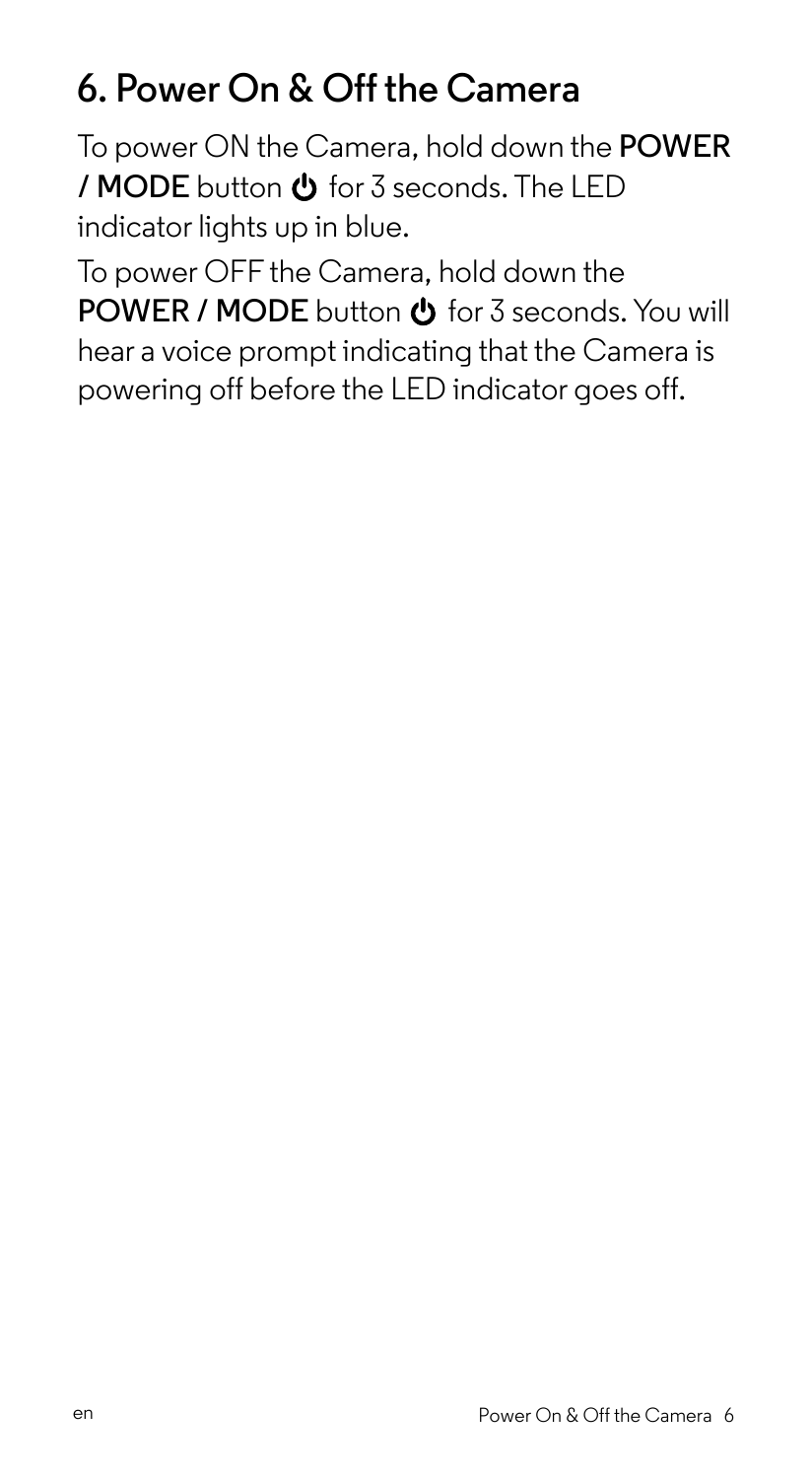## 6. Power On & Off the Camera

To power ON the Camera, hold down the **POWER / MODE** button ⏻ for 3 seconds. The LED indicator lights up in blue.

To power OFF the Camera, hold down the **POWER / MODE** button ⏻ for 3 seconds. You will hear a voice prompt indicating that the Camera is powering off before the LED indicator goes off.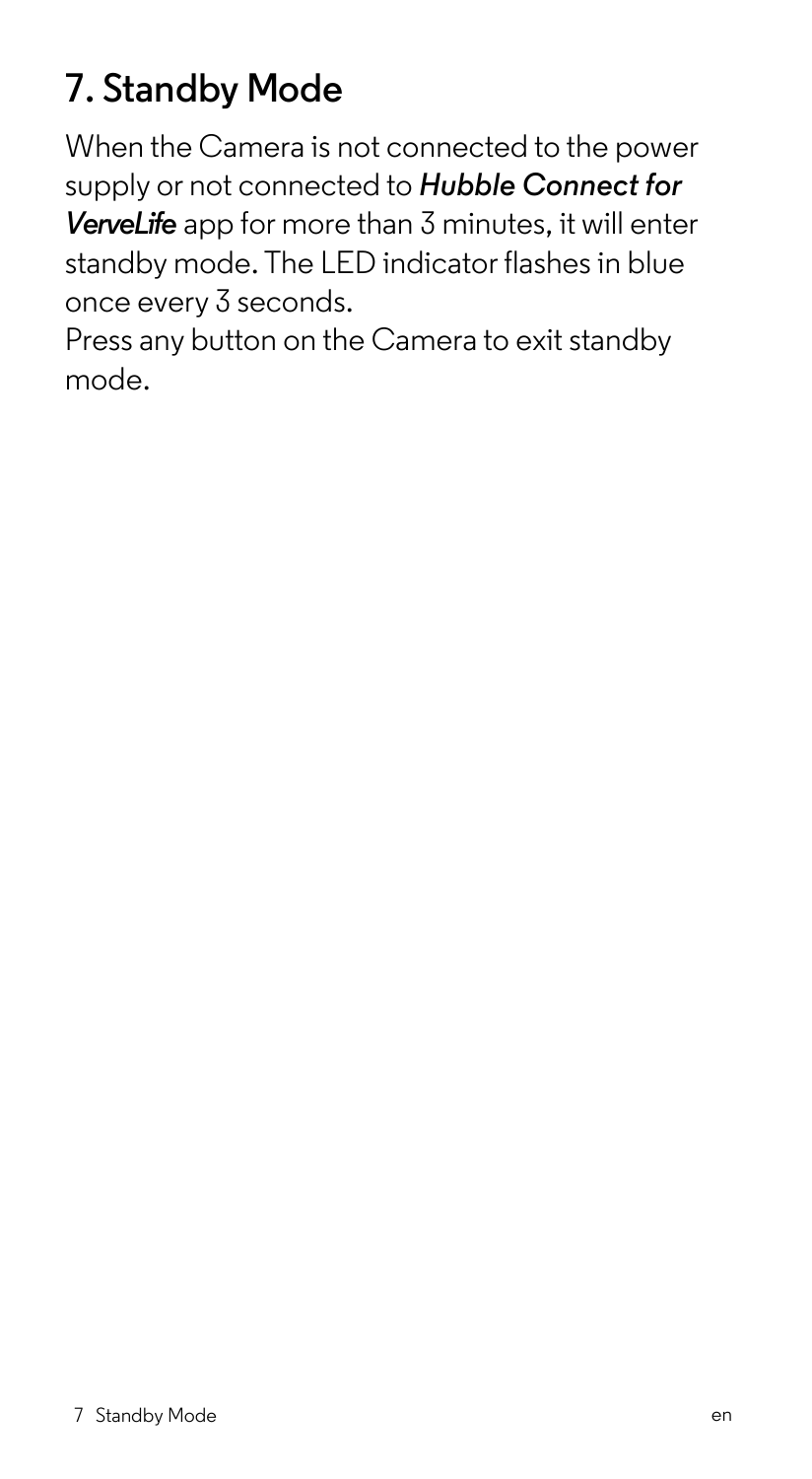## 7. Standby Mode

When the Camera is not connected to the power supply or not connected to ***Hubble Connect for VerveLife*** app for more than 3 minutes, it will enter standby mode. The LED indicator flashes in blue once every 3 seconds.

Press any button on the Camera to exit standby mode.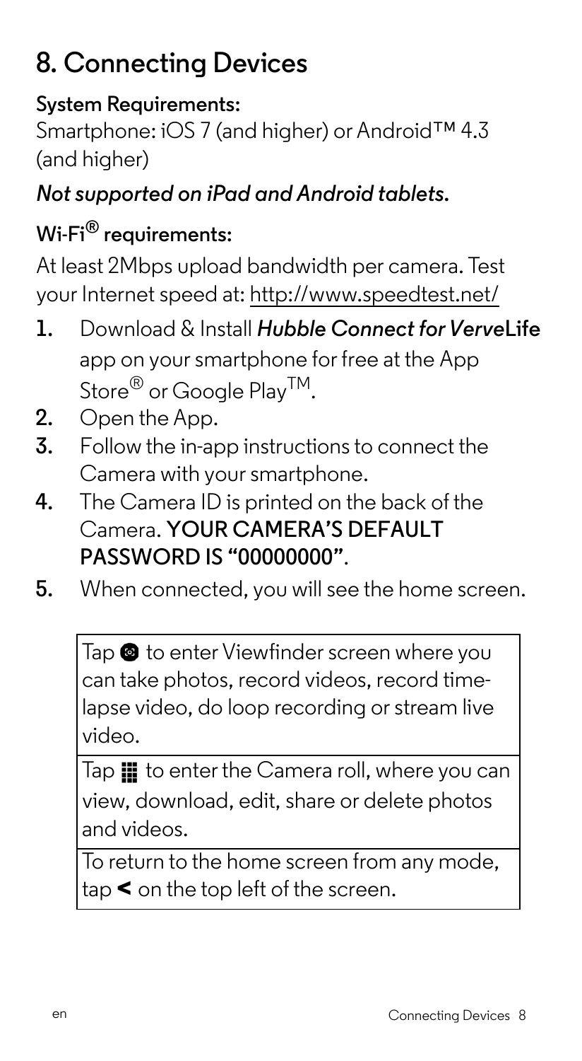# 8. Connecting Devices

**System Requirements:**

Smartphone: iOS 7 (and higher) or Android™ 4.3 (and higher)

***Not supported on iPad and Android tablets.***

**Wi-Fi® requirements:**

At least 2Mbps upload bandwidth per camera. Test your Internet speed at: http://www.speedtest.net/

1. Download & Install ***Hubble Connect for Verve*****Life** app on your smartphone for free at the App Store® or Google Play™.
2. Open the App.
3. Follow the in-app instructions to connect the Camera with your smartphone.
4. The Camera ID is printed on the back of the Camera. **YOUR CAMERA'S DEFAULT PASSWORD IS "00000000"**.
5. When connected, you will see the home screen.

| |
|---|
| Tap ● to enter Viewfinder screen where you can take photos, record videos, record time-lapse video, do loop recording or stream live video. |
| Tap ▦ to enter the Camera roll, where you can view, download, edit, share or delete photos and videos. |
| To return to the home screen from any mode, tap **<** on the top left of the screen. |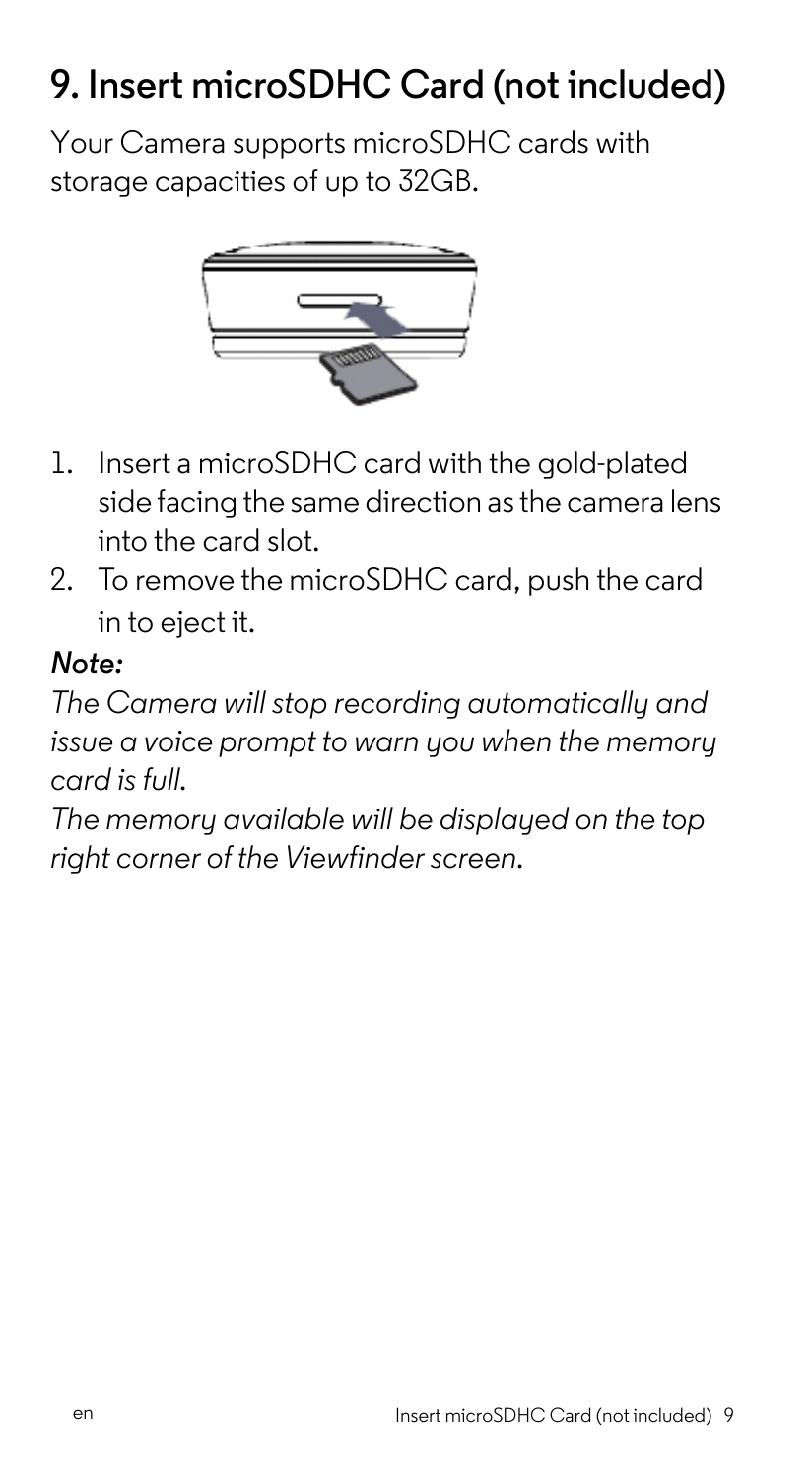# 9. Insert microSDHC Card (not included)

Your Camera supports microSDHC cards with storage capacities of up to 32GB.

1. Insert a microSDHC card with the gold-plated side facing the same direction as the camera lens into the card slot.
2. To remove the microSDHC card, push the card in to eject it.

***Note:***

*The Camera will stop recording automatically and issue a voice prompt to warn you when the memory card is full.*

*The memory available will be displayed on the top right corner of the Viewfinder screen.*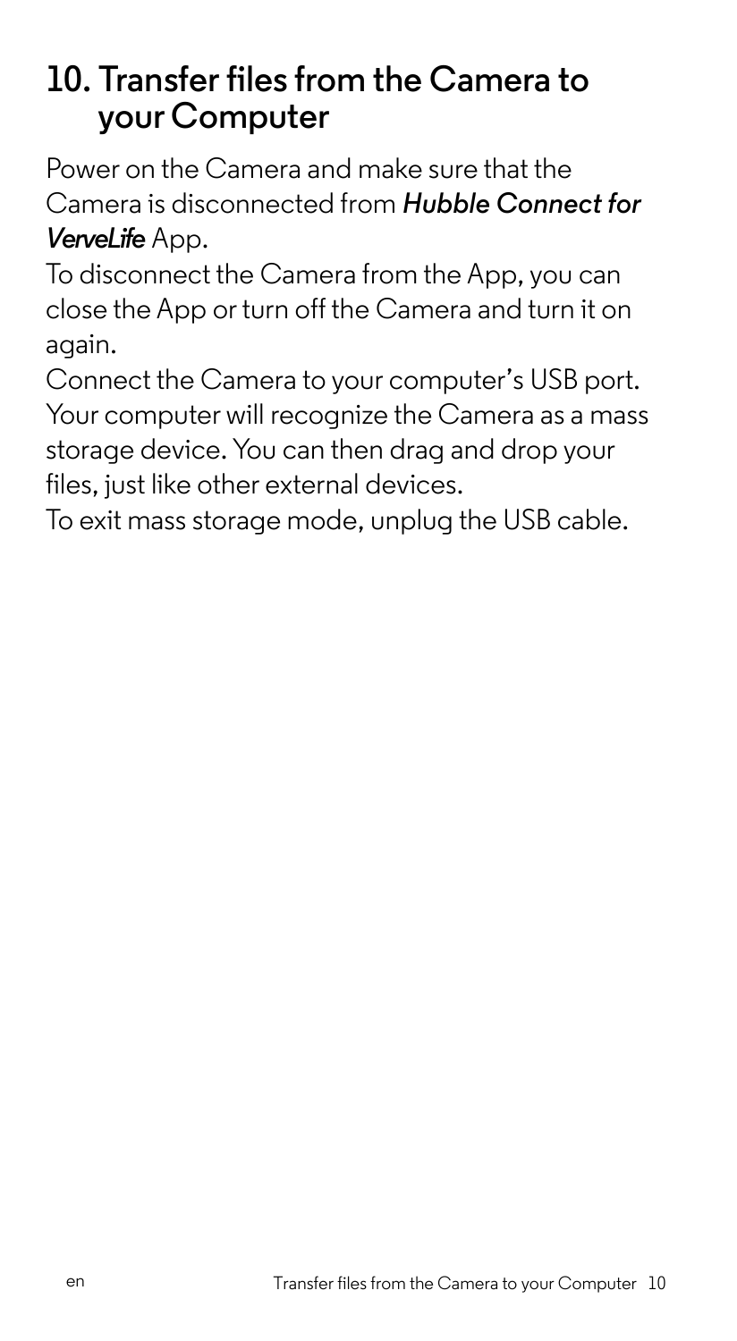## 10. Transfer files from the Camera to your Computer

Power on the Camera and make sure that the Camera is disconnected from ***Hubble Connect for VerveLife*** App.

To disconnect the Camera from the App, you can close the App or turn off the Camera and turn it on again.

Connect the Camera to your computer's USB port. Your computer will recognize the Camera as a mass storage device. You can then drag and drop your files, just like other external devices.

To exit mass storage mode, unplug the USB cable.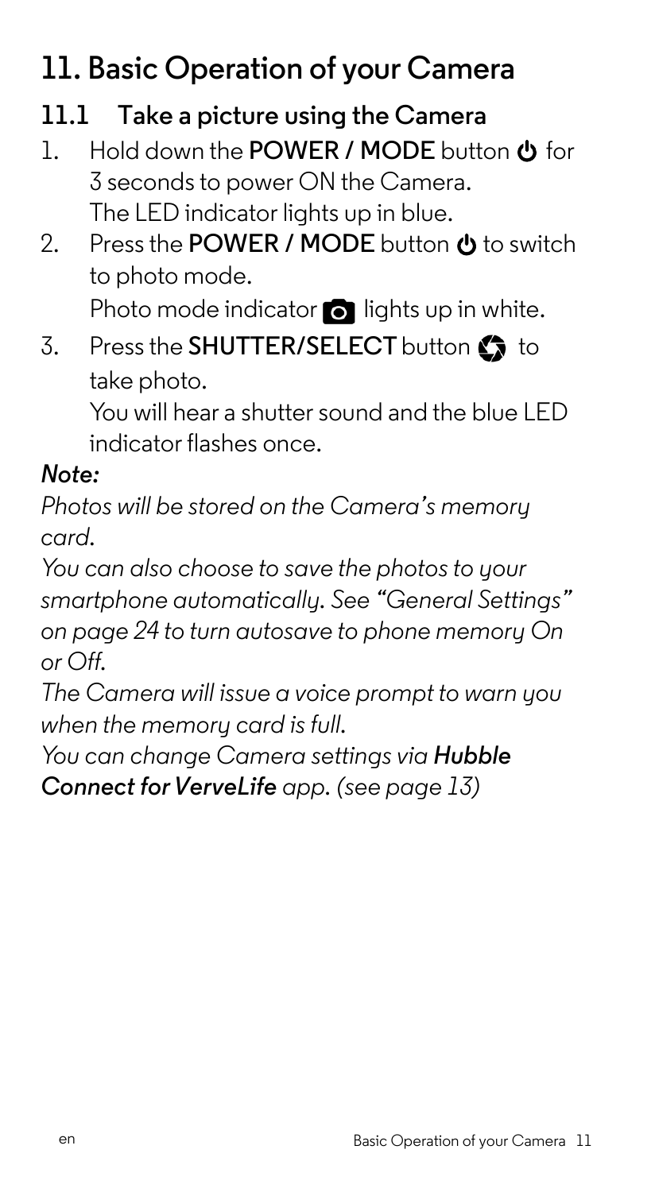# 11. Basic Operation of your Camera

## 11.1 Take a picture using the Camera

1. Hold down the **POWER / MODE** button ⏻ for 3 seconds to power ON the Camera.
   The LED indicator lights up in blue.
2. Press the **POWER / MODE** button ⏻ to switch to photo mode.
   Photo mode indicator lights up in white.
3. Press the **SHUTTER/SELECT** button to take photo.
   You will hear a shutter sound and the blue LED indicator flashes once.

***Note:***

*Photos will be stored on the Camera's memory card.*

*You can also choose to save the photos to your smartphone automatically. See "General Settings" on page 24 to turn autosave to phone memory On or Off.*

*The Camera will issue a voice prompt to warn you when the memory card is full.*

*You can change Camera settings via **Hubble Connect for VerveLife** app. (see page 13)*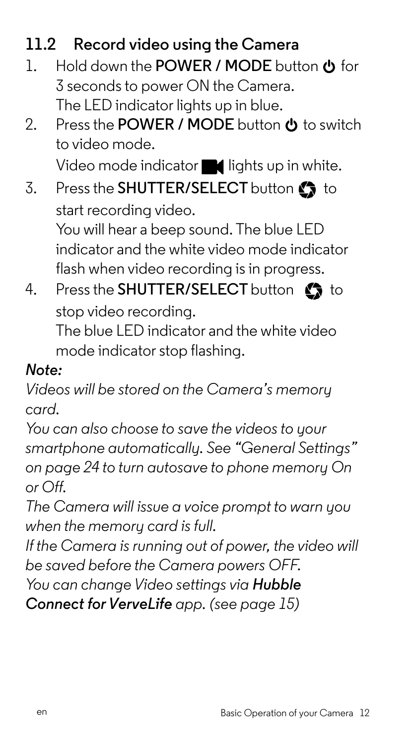## 11.2 Record video using the Camera

1. Hold down the **POWER / MODE** button ⏻ for 3 seconds to power ON the Camera.
   The LED indicator lights up in blue.
2. Press the **POWER / MODE** button ⏻ to switch to video mode.
   Video mode indicator lights up in white.
3. Press the **SHUTTER/SELECT** button to start recording video.
   You will hear a beep sound. The blue LED indicator and the white video mode indicator flash when video recording is in progress.
4. Press the **SHUTTER/SELECT** button to stop video recording.
   The blue LED indicator and the white video mode indicator stop flashing.

***Note:***

*Videos will be stored on the Camera's memory card.*

*You can also choose to save the videos to your smartphone automatically. See "General Settings" on page 24 to turn autosave to phone memory On or Off.*

*The Camera will issue a voice prompt to warn you when the memory card is full.*

*If the Camera is running out of power, the video will be saved before the Camera powers OFF.*

*You can change Video settings via* ***Hubble Connect for VerveLife*** *app. (see page 15)*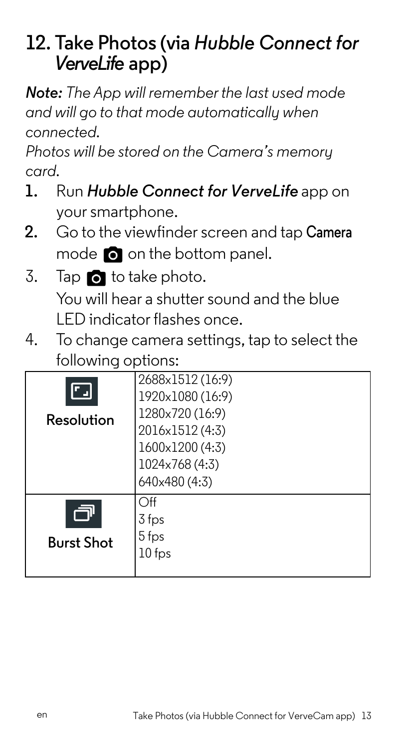## 12. Take Photos (via *Hubble Connect for VerveLife* app)

***Note:*** *The App will remember the last used mode and will go to that mode automatically when connected.*

*Photos will be stored on the Camera's memory card.*

1. Run ***Hubble Connect for VerveLife*** app on your smartphone.
2. Go to the viewfinder screen and tap **Camera** mode on the bottom panel.
3. Tap to take photo.
   You will hear a shutter sound and the blue LED indicator flashes once.
4. To change camera settings, tap to select the following options:

| | |
|---|---|
| **Resolution** | 2688x1512 (16:9)<br>1920x1080 (16:9)<br>1280x720 (16:9)<br>2016x1512 (4:3)<br>1600x1200 (4:3)<br>1024x768 (4:3)<br>640x480 (4:3) |
| **Burst Shot** | Off<br>3 fps<br>5 fps<br>10 fps |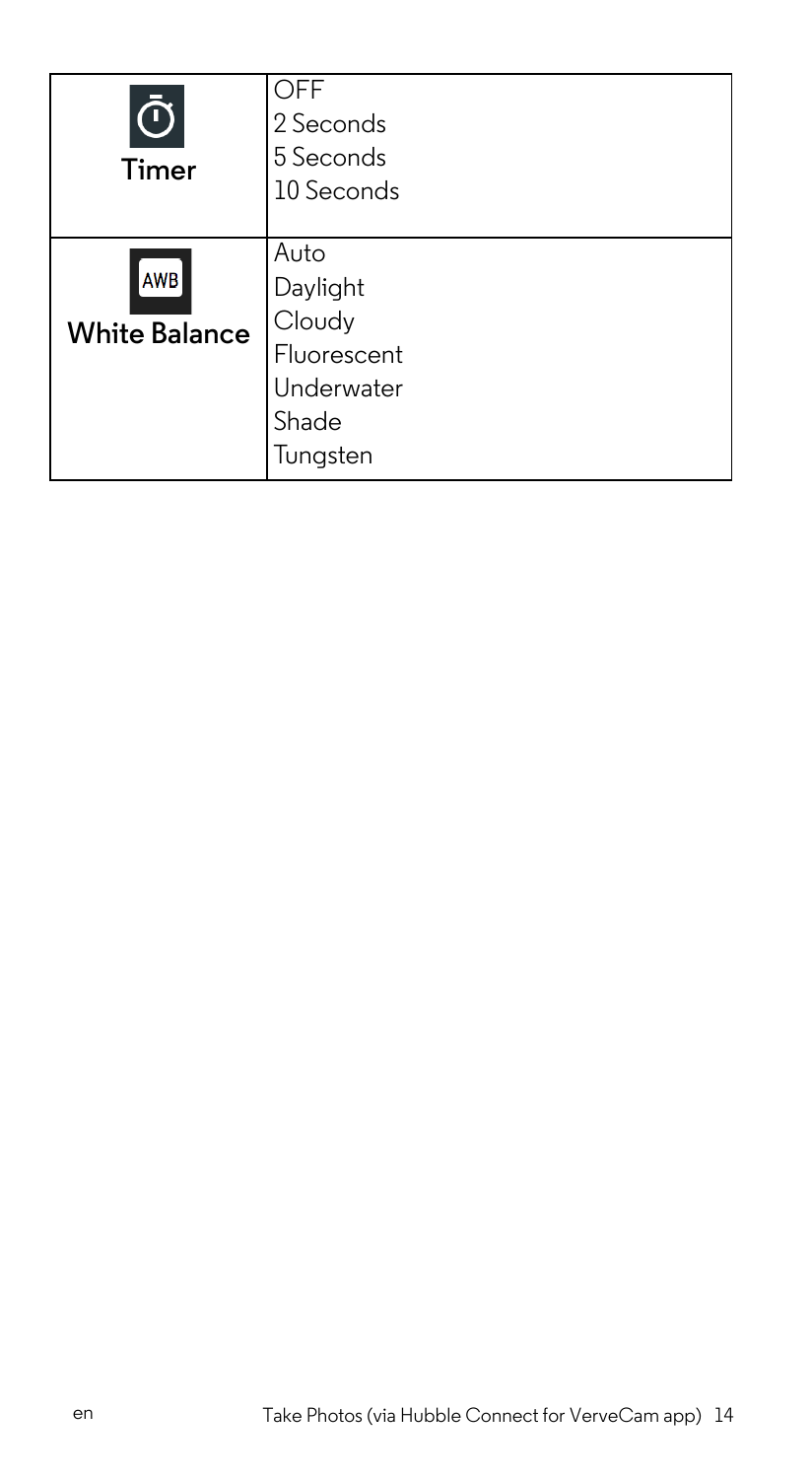| | |
|---|---|
| Timer | OFF<br>2 Seconds<br>5 Seconds<br>10 Seconds |
| AWB<br>White Balance | Auto<br>Daylight<br>Cloudy<br>Fluorescent<br>Underwater<br>Shade<br>Tungsten |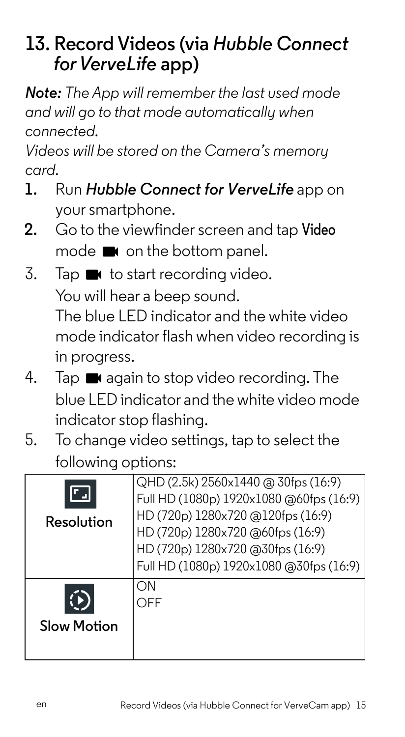## 13. Record Videos (via *Hubble Connect for VerveLife* app)

***Note:*** *The App will remember the last used mode and will go to that mode automatically when connected.*
*Videos will be stored on the Camera's memory card.*

1. Run ***Hubble Connect for VerveLife*** app on your smartphone.
2. Go to the viewfinder screen and tap **Video** mode on the bottom panel.
3. Tap to start recording video.
   You will hear a beep sound.
   The blue LED indicator and the white video mode indicator flash when video recording is in progress.
4. Tap again to stop video recording. The blue LED indicator and the white video mode indicator stop flashing.
5. To change video settings, tap to select the following options:

| | |
|---|---|
| **Resolution** | QHD (2.5k) 2560x1440 @ 30fps (16:9)<br>Full HD (1080p) 1920x1080 @60fps (16:9)<br>HD (720p) 1280x720 @120fps (16:9)<br>HD (720p) 1280x720 @60fps (16:9)<br>HD (720p) 1280x720 @30fps (16:9)<br>Full HD (1080p) 1920x1080 @30fps (16:9) |
| **Slow Motion** | ON<br>OFF |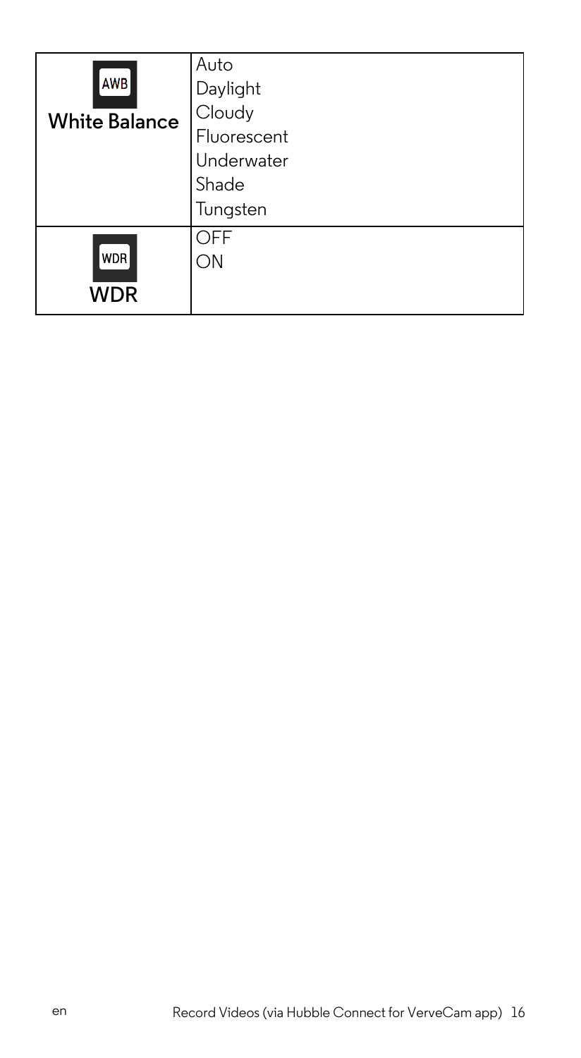| | |
|---|---|
| AWB<br>White Balance | Auto<br>Daylight<br>Cloudy<br>Fluorescent<br>Underwater<br>Shade<br>Tungsten |
| WDR<br>WDR | OFF<br>ON |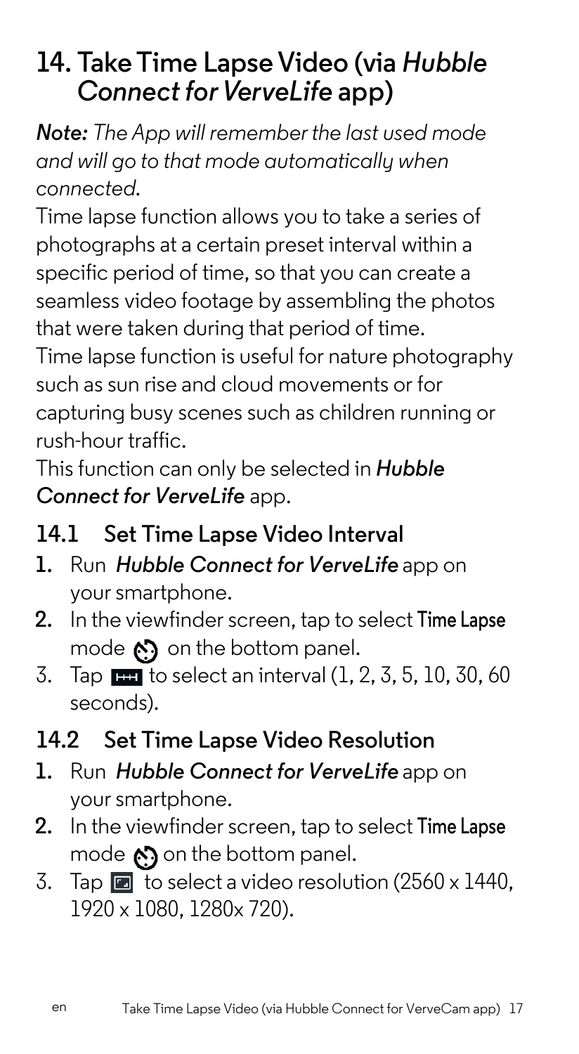# 14. Take Time Lapse Video (via *Hubble Connect for VerveLife* app)

***Note:*** *The App will remember the last used mode and will go to that mode automatically when connected.*

Time lapse function allows you to take a series of photographs at a certain preset interval within a specific period of time, so that you can create a seamless video footage by assembling the photos that were taken during that period of time.

Time lapse function is useful for nature photography such as sun rise and cloud movements or for capturing busy scenes such as children running or rush-hour traffic.

This function can only be selected in ***Hubble Connect for VerveLife*** app.

## 14.1 Set Time Lapse Video Interval

1. Run ***Hubble Connect for VerveLife*** app on your smartphone.
2. In the viewfinder screen, tap to select **Time Lapse** mode on the bottom panel.
3. Tap to select an interval (1, 2, 3, 5, 10, 30, 60 seconds).

## 14.2 Set Time Lapse Video Resolution

1. Run ***Hubble Connect for VerveLife*** app on your smartphone.
2. In the viewfinder screen, tap to select **Time Lapse** mode on the bottom panel.
3. Tap to select a video resolution (2560 x 1440, 1920 x 1080, 1280x 720).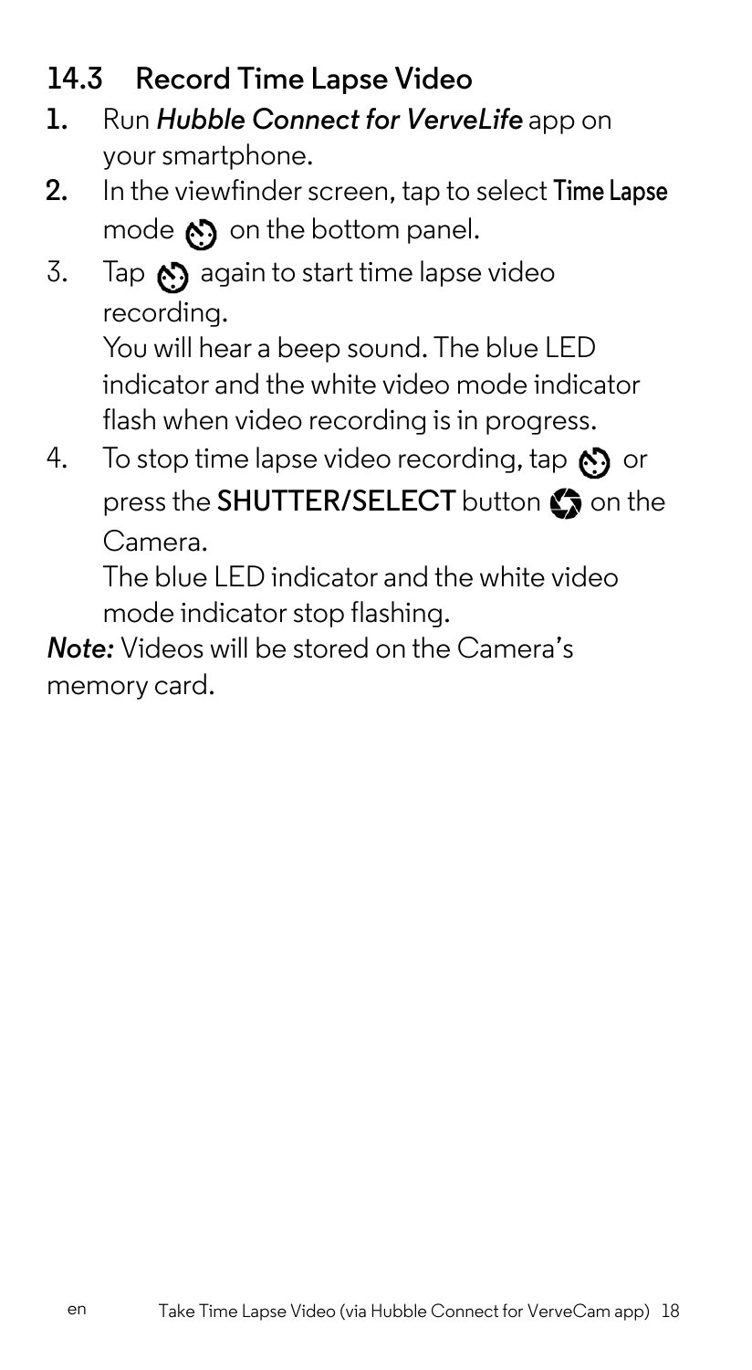## 14.3 Record Time Lapse Video

1. Run ***Hubble Connect for VerveLife*** app on your smartphone.
2. In the viewfinder screen, tap to select **Time Lapse** mode on the bottom panel.
3. Tap again to start time lapse video recording.
   You will hear a beep sound. The blue LED indicator and the white video mode indicator flash when video recording is in progress.
4. To stop time lapse video recording, tap or press the **SHUTTER/SELECT** button on the Camera.
   The blue LED indicator and the white video mode indicator stop flashing.

***Note:*** Videos will be stored on the Camera's memory card.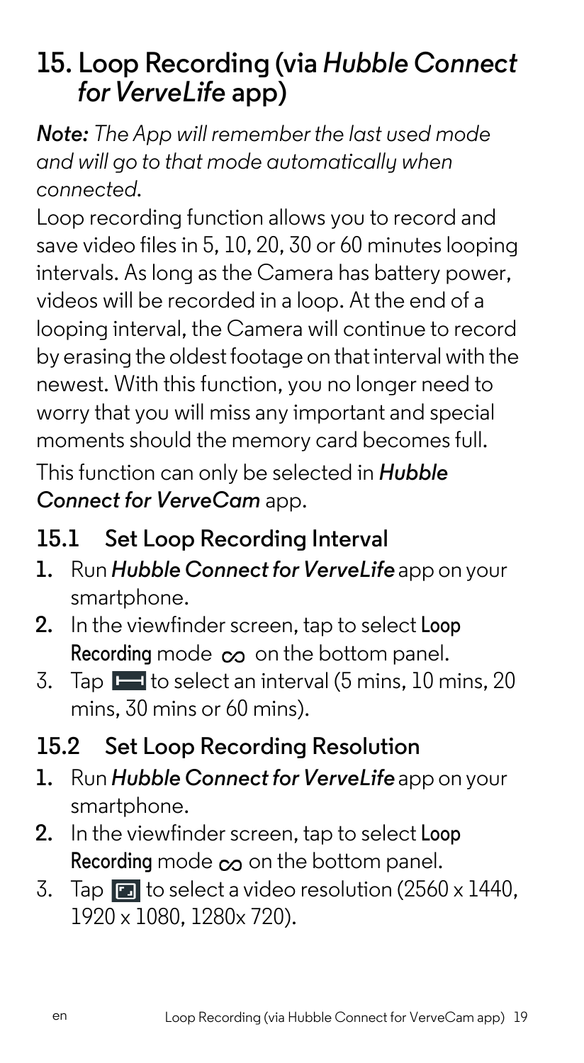## 15. Loop Recording (via *Hubble Connect for VerveLife* app)

***Note:*** *The App will remember the last used mode and will go to that mode automatically when connected.*

Loop recording function allows you to record and save video files in 5, 10, 20, 30 or 60 minutes looping intervals. As long as the Camera has battery power, videos will be recorded in a loop. At the end of a looping interval, the Camera will continue to record by erasing the oldest footage on that interval with the newest. With this function, you no longer need to worry that you will miss any important and special moments should the memory card becomes full.

This function can only be selected in ***Hubble Connect for VerveCam*** app.

### 15.1 Set Loop Recording Interval

1. Run ***Hubble Connect for VerveLife*** app on your smartphone.
2. In the viewfinder screen, tap to select **Loop Recording** mode ∞ on the bottom panel.
3. Tap to select an interval (5 mins, 10 mins, 20 mins, 30 mins or 60 mins).

### 15.2 Set Loop Recording Resolution

1. Run ***Hubble Connect for VerveLife*** app on your smartphone.
2. In the viewfinder screen, tap to select **Loop Recording** mode ∞ on the bottom panel.
3. Tap to select a video resolution (2560 x 1440, 1920 x 1080, 1280x 720).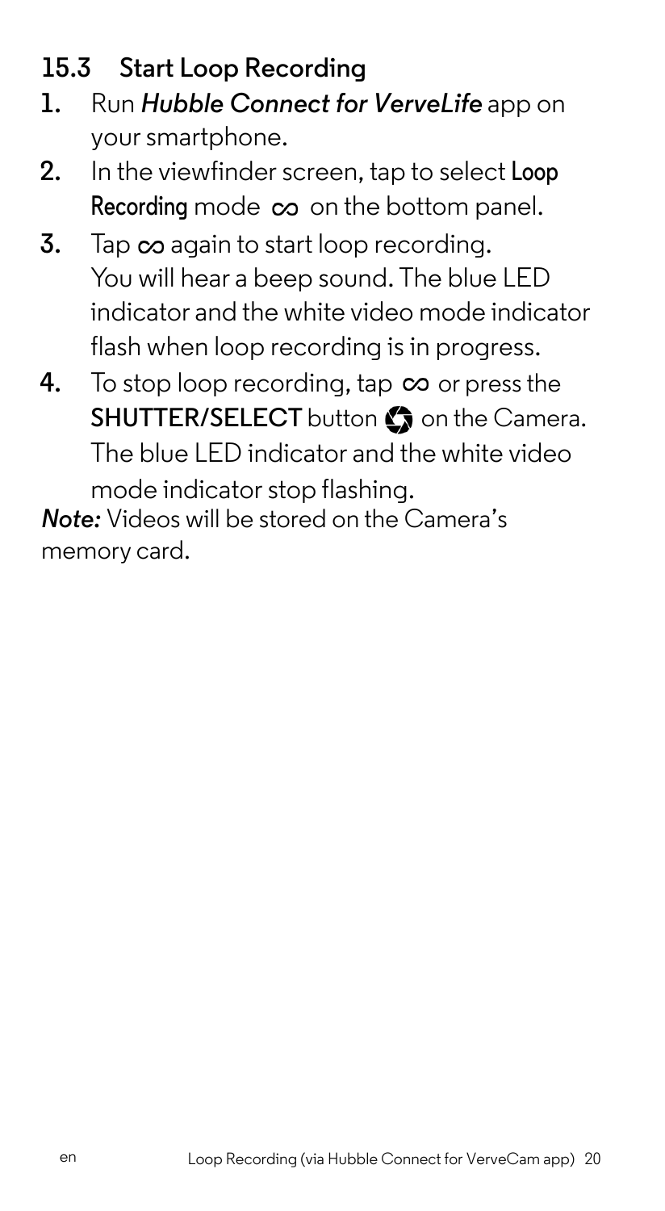## 15.3 Start Loop Recording

1. Run ***Hubble Connect for VerveLife*** app on your smartphone.
2. In the viewfinder screen, tap to select **Loop Recording** mode ∞ on the bottom panel.
3. Tap ∞ again to start loop recording.
   You will hear a beep sound. The blue LED indicator and the white video mode indicator flash when loop recording is in progress.
4. To stop loop recording, tap ∞ or press the **SHUTTER/SELECT** button on the Camera.
   The blue LED indicator and the white video mode indicator stop flashing.

***Note:*** Videos will be stored on the Camera's memory card.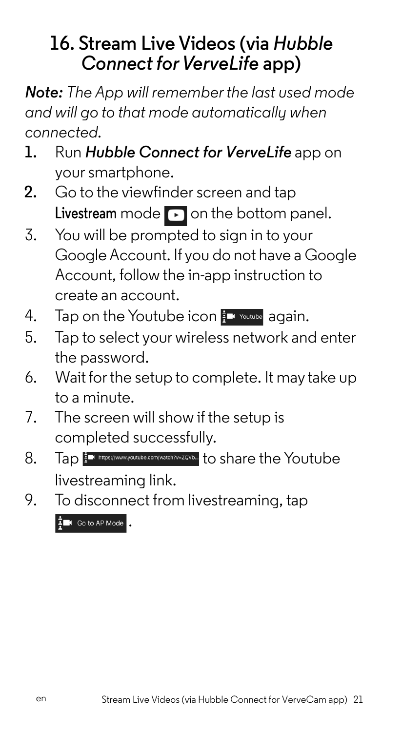## 16. Stream Live Videos (via *Hubble Connect for VerveLife* app)

***Note:*** *The App will remember the last used mode and will go to that mode automatically when connected.*

1. Run ***Hubble Connect for VerveLife*** app on your smartphone.
2. Go to the viewfinder screen and tap **Livestream** mode on the bottom panel.
3. You will be prompted to sign in to your Google Account. If you do not have a Google Account, follow the in-app instruction to create an account.
4. Tap on the Youtube icon Youtube again.
5. Tap to select your wireless network and enter the password.
6. Wait for the setup to complete. It may take up to a minute.
7. The screen will show if the setup is completed successfully.
8. Tap https://www.youtube.com/watch?v=ZQVb... to share the Youtube livestreaming link.
9. To disconnect from livestreaming, tap Go to AP Mode .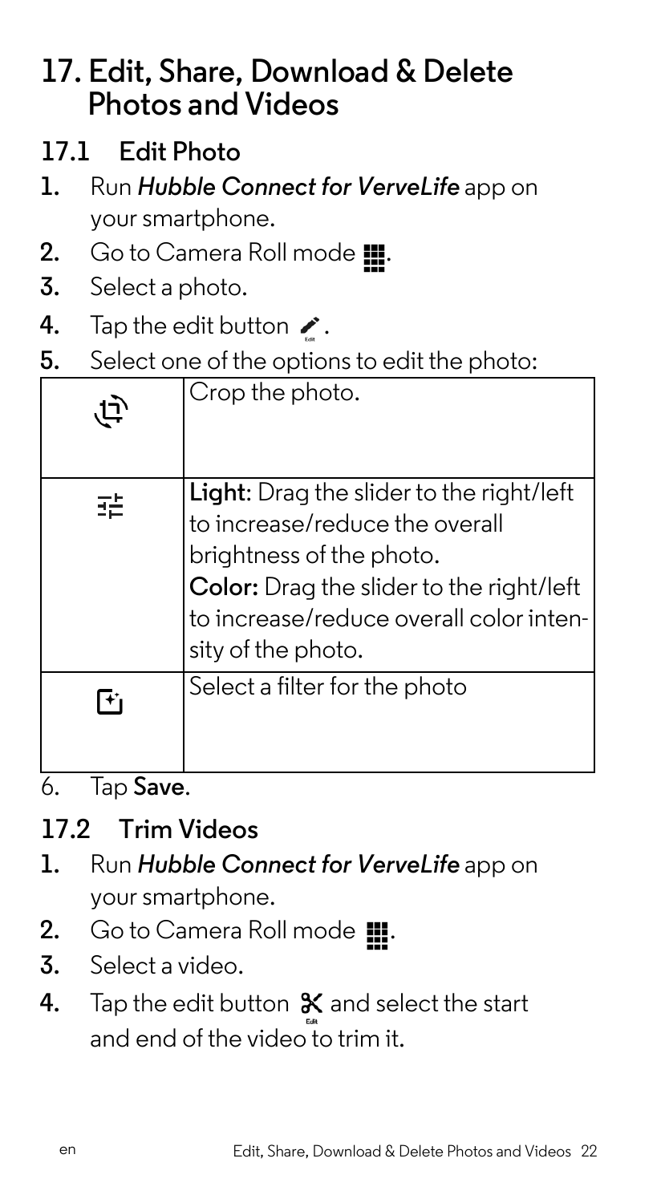# 17. Edit, Share, Download & Delete Photos and Videos

## 17.1 Edit Photo

1. Run *Hubble Connect for VerveLife* app on your smartphone.
2. Go to Camera Roll mode.
3. Select a photo.
4. Tap the edit button.
5. Select one of the options to edit the photo:

| | |
|---|---|
| | Crop the photo. |
| | **Light**: Drag the slider to the right/left to increase/reduce the overall brightness of the photo.<br>**Color:** Drag the slider to the right/left to increase/reduce overall color intensity of the photo. |
| | Select a filter for the photo |

6. Tap **Save**.

## 17.2 Trim Videos

1. Run *Hubble Connect for VerveLife* app on your smartphone.
2. Go to Camera Roll mode.
3. Select a video.
4. Tap the edit button and select the start and end of the video to trim it.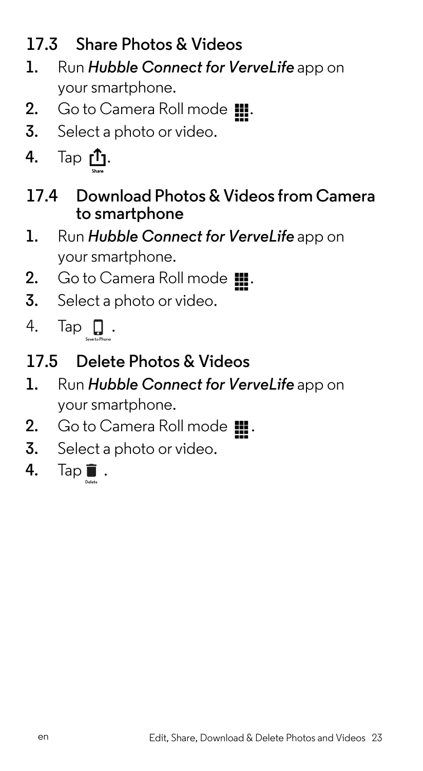## 17.3 Share Photos & Videos

1. Run ***Hubble Connect for VerveLife*** app on your smartphone.
2. Go to Camera Roll mode.
3. Select a photo or video.
4. Tap Share.

## 17.4 Download Photos & Videos from Camera to smartphone

1. Run ***Hubble Connect for VerveLife*** app on your smartphone.
2. Go to Camera Roll mode.
3. Select a photo or video.
4. Tap Save to Phone.

## 17.5 Delete Photos & Videos

1. Run ***Hubble Connect for VerveLife*** app on your smartphone.
2. Go to Camera Roll mode.
3. Select a photo or video.
4. Tap Delete.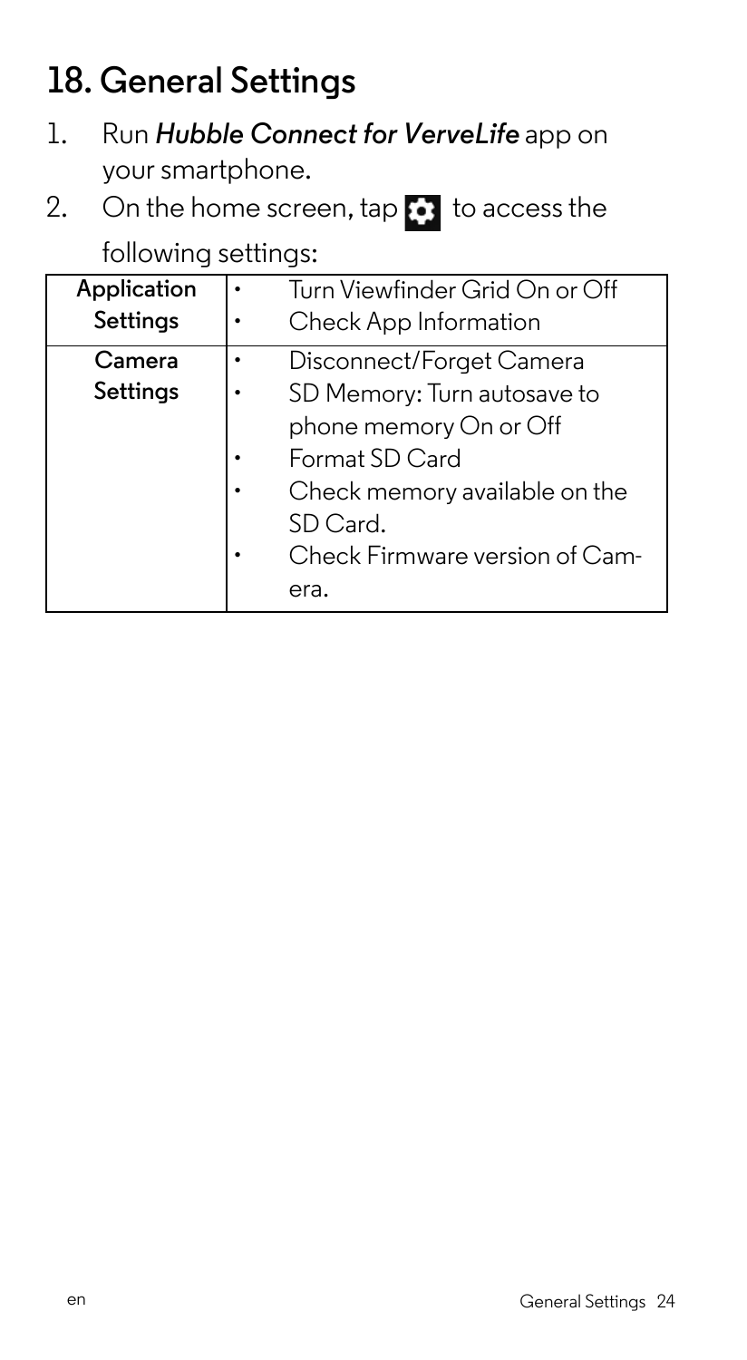# 18. General Settings

1. Run ***Hubble Connect for VerveLife*** app on your smartphone.
2. On the home screen, tap ⚙ to access the following settings:

| | |
|---|---|
| **Application Settings** | • Turn Viewfinder Grid On or Off<br>• Check App Information |
| **Camera Settings** | • Disconnect/Forget Camera<br>• SD Memory: Turn autosave to phone memory On or Off<br>• Format SD Card<br>• Check memory available on the SD Card.<br>• Check Firmware version of Camera. |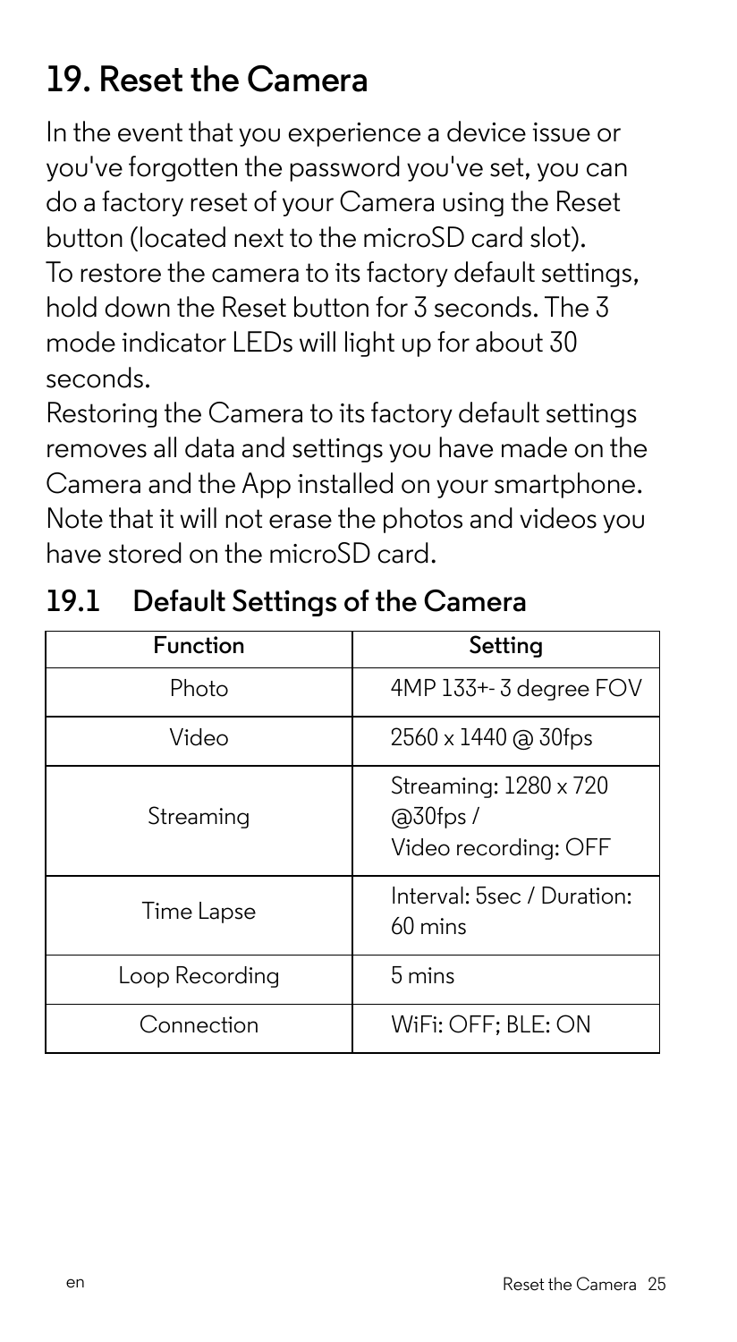# 19. Reset the Camera

In the event that you experience a device issue or you've forgotten the password you've set, you can do a factory reset of your Camera using the Reset button (located next to the microSD card slot).
To restore the camera to its factory default settings, hold down the Reset button for 3 seconds. The 3 mode indicator LEDs will light up for about 30 seconds.
Restoring the Camera to its factory default settings removes all data and settings you have made on the Camera and the App installed on your smartphone. Note that it will not erase the photos and videos you have stored on the microSD card.

## 19.1 Default Settings of the Camera

| Function | Setting |
| --- | --- |
| Photo | 4MP 133+- 3 degree FOV |
| Video | 2560 x 1440 @ 30fps |
| Streaming | Streaming: 1280 x 720 @30fps / Video recording: OFF |
| Time Lapse | Interval: 5sec / Duration: 60 mins |
| Loop Recording | 5 mins |
| Connection | WiFi: OFF; BLE: ON |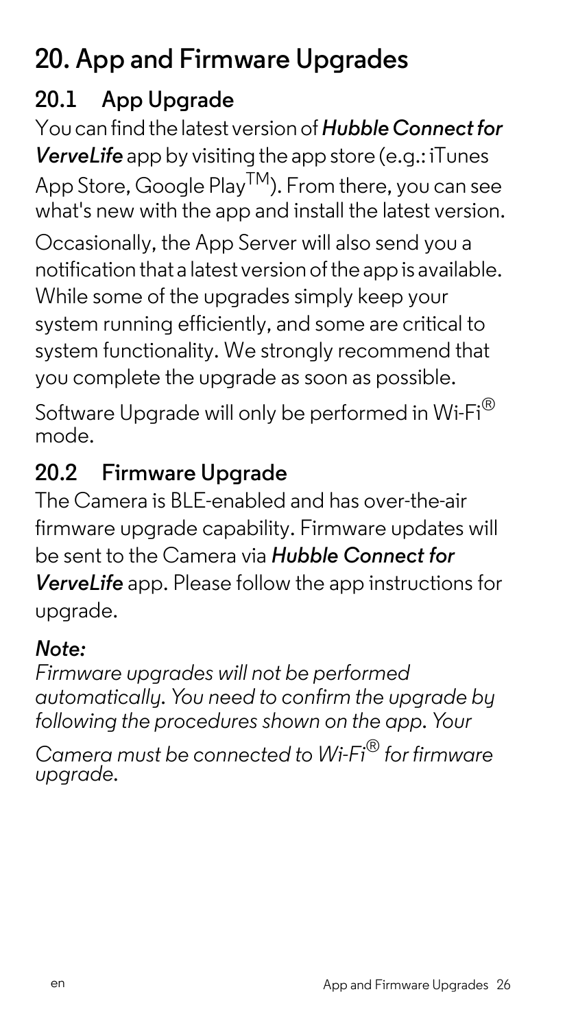# 20. App and Firmware Upgrades

## 20.1 App Upgrade

You can find the latest version of ***Hubble Connect for VerveLife*** app by visiting the app store (e.g.: iTunes App Store, Google Play™). From there, you can see what's new with the app and install the latest version.

Occasionally, the App Server will also send you a notification that a latest version of the app is available. While some of the upgrades simply keep your system running efficiently, and some are critical to system functionality. We strongly recommend that you complete the upgrade as soon as possible.

Software Upgrade will only be performed in Wi-Fi® mode.

## 20.2 Firmware Upgrade

The Camera is BLE-enabled and has over-the-air firmware upgrade capability. Firmware updates will be sent to the Camera via ***Hubble Connect for VerveLife*** app. Please follow the app instructions for upgrade.

***Note:***

*Firmware upgrades will not be performed automatically. You need to confirm the upgrade by following the procedures shown on the app. Your Camera must be connected to Wi-Fi® for firmware upgrade.*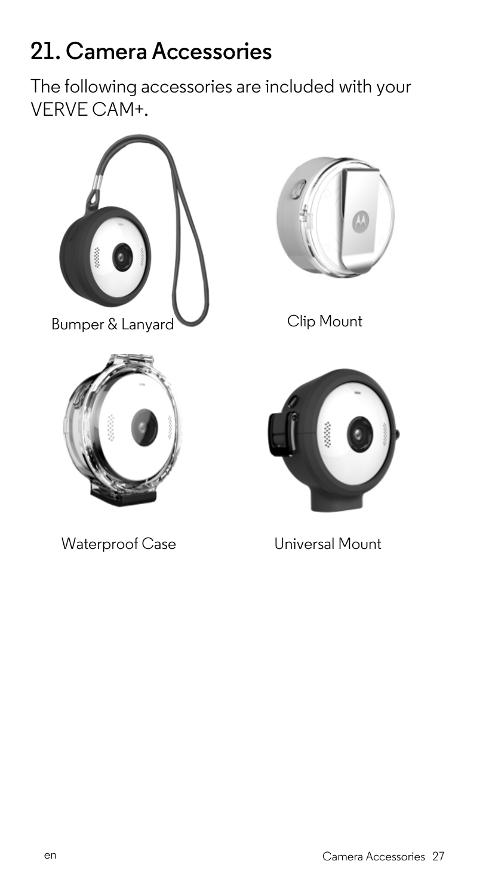# 21. Camera Accessories

The following accessories are included with your VERVE CAM+.

Bumper & Lanyard

Clip Mount

Waterproof Case

Universal Mount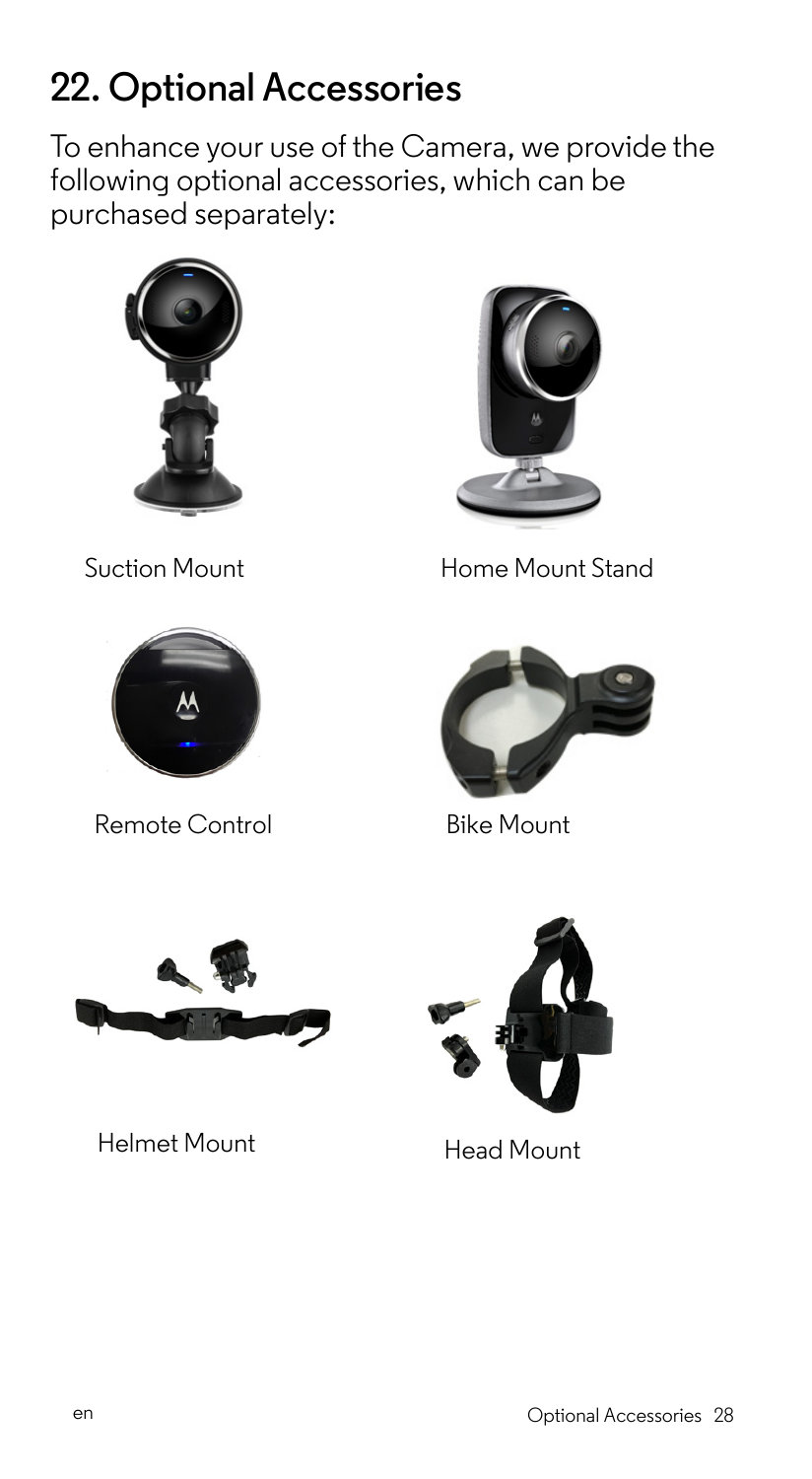## 22. Optional Accessories

To enhance your use of the Camera, we provide the following optional accessories, which can be purchased separately:

Suction Mount

Home Mount Stand

Remote Control

Bike Mount

Helmet Mount

Head Mount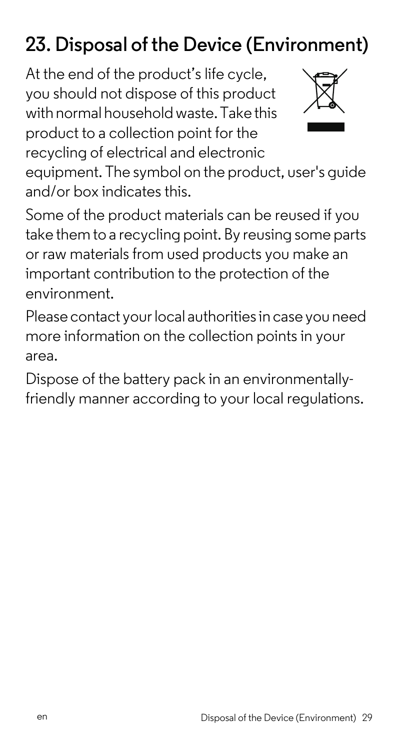# 23. Disposal of the Device (Environment)

At the end of the product's life cycle, you should not dispose of this product with normal household waste. Take this product to a collection point for the recycling of electrical and electronic equipment. The symbol on the product, user's guide and/or box indicates this.

Some of the product materials can be reused if you take them to a recycling point. By reusing some parts or raw materials from used products you make an important contribution to the protection of the environment.

Please contact your local authorities in case you need more information on the collection points in your area.

Dispose of the battery pack in an environmentally-friendly manner according to your local regulations.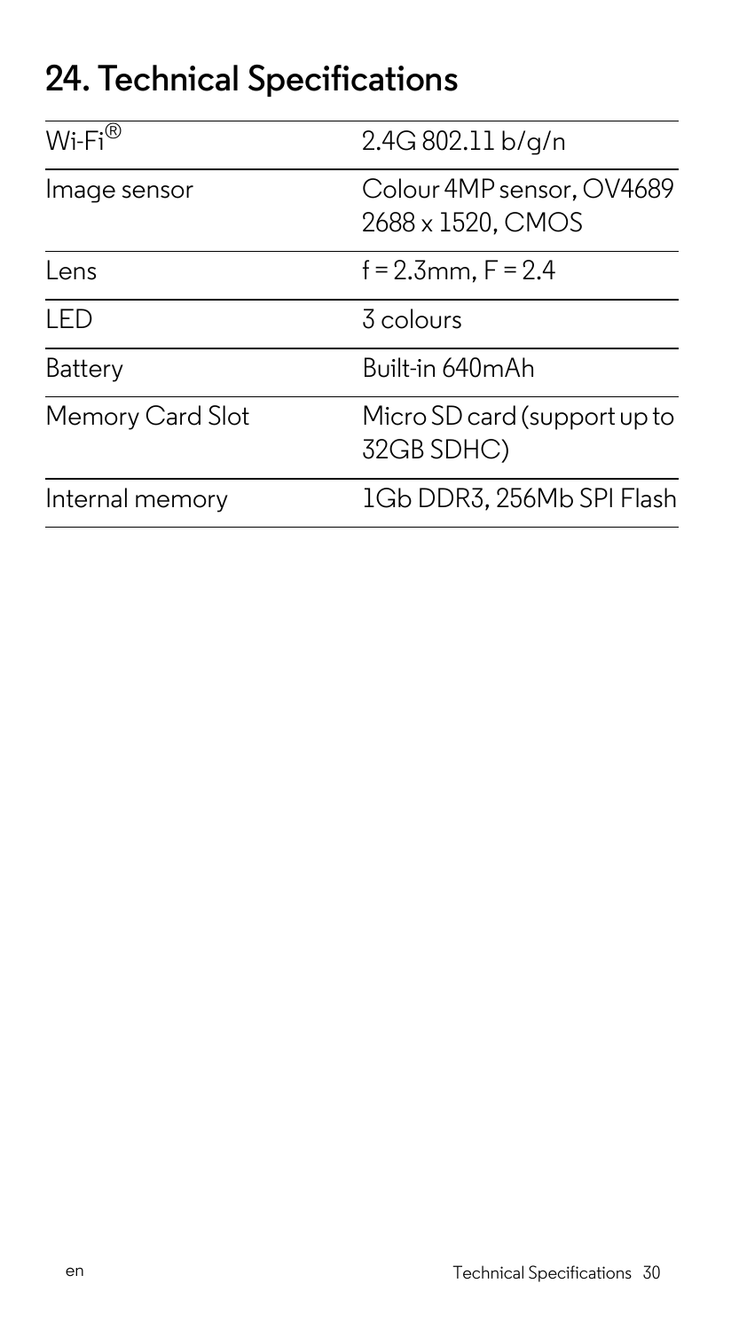## 24. Technical Specifications

| | |
|---|---|
| Wi-Fi® | 2.4G 802.11 b/g/n |
| Image sensor | Colour 4MP sensor, OV4689 2688 x 1520, CMOS |
| Lens | f = 2.3mm, F = 2.4 |
| LED | 3 colours |
| Battery | Built-in 640mAh |
| Memory Card Slot | Micro SD card (support up to 32GB SDHC) |
| Internal memory | 1Gb DDR3, 256Mb SPI Flash |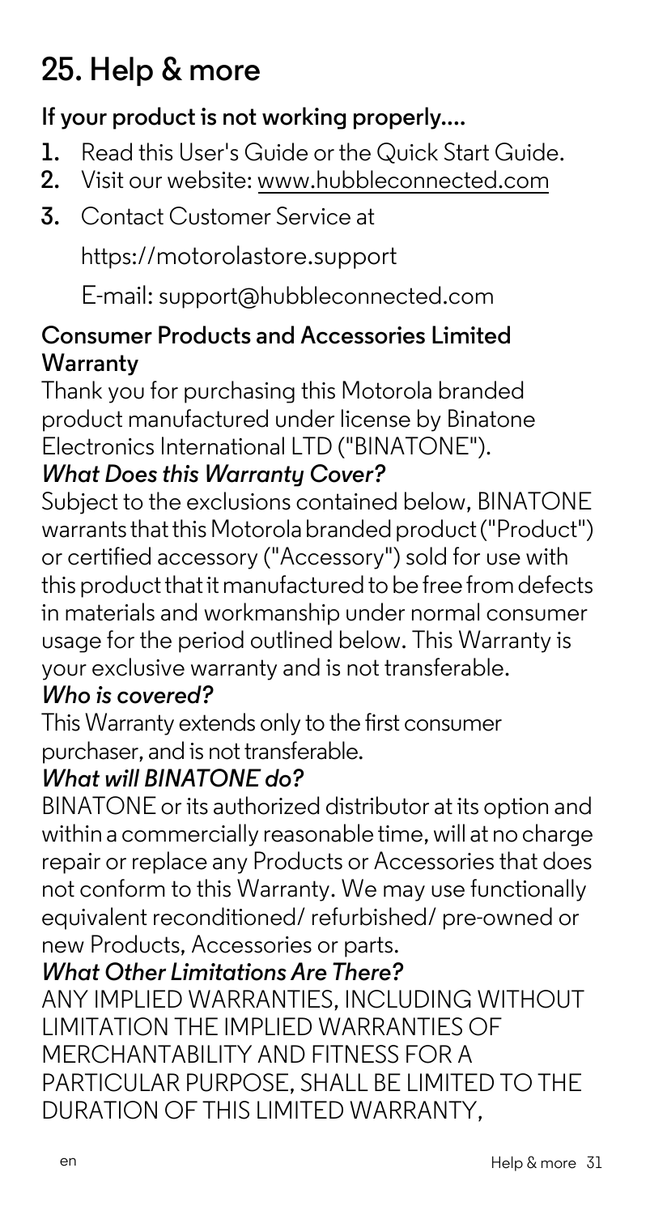# 25. Help & more

## If your product is not working properly....

1. Read this User's Guide or the Quick Start Guide.
2. Visit our website: www.hubbleconnected.com
3. Contact Customer Service at

   https://motorolastore.support

   E-mail: support@hubbleconnected.com

## Consumer Products and Accessories Limited Warranty

Thank you for purchasing this Motorola branded product manufactured under license by Binatone Electronics International LTD ("BINATONE").

### *What Does this Warranty Cover?*

Subject to the exclusions contained below, BINATONE warrants that this Motorola branded product ("Product") or certified accessory ("Accessory") sold for use with this product that it manufactured to be free from defects in materials and workmanship under normal consumer usage for the period outlined below. This Warranty is your exclusive warranty and is not transferable.

### *Who is covered?*

This Warranty extends only to the first consumer purchaser, and is not transferable.

### *What will BINATONE do?*

BINATONE or its authorized distributor at its option and within a commercially reasonable time, will at no charge repair or replace any Products or Accessories that does not conform to this Warranty. We may use functionally equivalent reconditioned/ refurbished/ pre-owned or new Products, Accessories or parts.

### *What Other Limitations Are There?*

ANY IMPLIED WARRANTIES, INCLUDING WITHOUT LIMITATION THE IMPLIED WARRANTIES OF MERCHANTABILITY AND FITNESS FOR A PARTICULAR PURPOSE, SHALL BE LIMITED TO THE DURATION OF THIS LIMITED WARRANTY,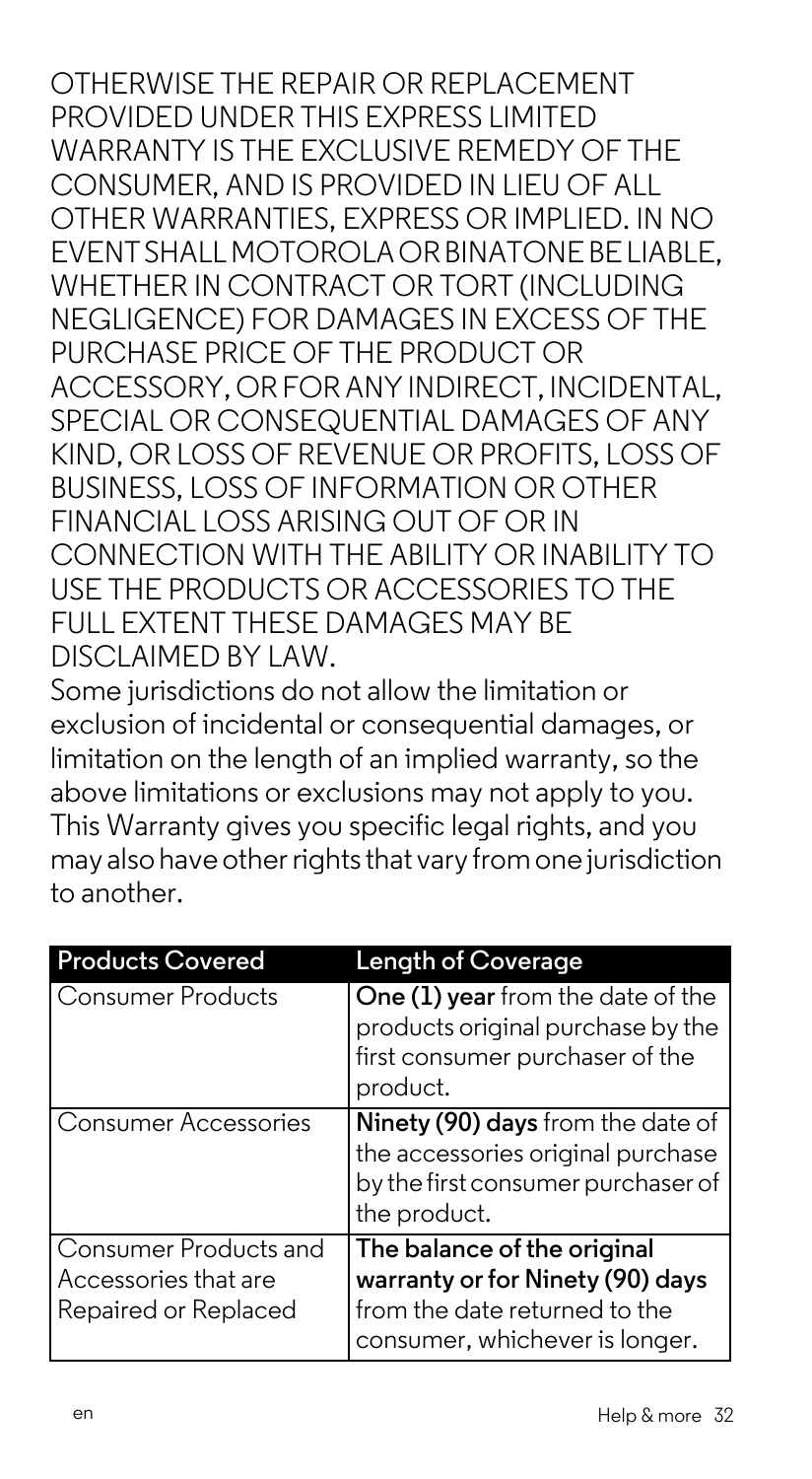OTHERWISE THE REPAIR OR REPLACEMENT PROVIDED UNDER THIS EXPRESS LIMITED WARRANTY IS THE EXCLUSIVE REMEDY OF THE CONSUMER, AND IS PROVIDED IN LIEU OF ALL OTHER WARRANTIES, EXPRESS OR IMPLIED. IN NO EVENT SHALL MOTOROLA OR BINATONE BE LIABLE, WHETHER IN CONTRACT OR TORT (INCLUDING NEGLIGENCE) FOR DAMAGES IN EXCESS OF THE PURCHASE PRICE OF THE PRODUCT OR ACCESSORY, OR FOR ANY INDIRECT, INCIDENTAL, SPECIAL OR CONSEQUENTIAL DAMAGES OF ANY KIND, OR LOSS OF REVENUE OR PROFITS, LOSS OF BUSINESS, LOSS OF INFORMATION OR OTHER FINANCIAL LOSS ARISING OUT OF OR IN CONNECTION WITH THE ABILITY OR INABILITY TO USE THE PRODUCTS OR ACCESSORIES TO THE FULL EXTENT THESE DAMAGES MAY BE DISCLAIMED BY LAW.

Some jurisdictions do not allow the limitation or exclusion of incidental or consequential damages, or limitation on the length of an implied warranty, so the above limitations or exclusions may not apply to you. This Warranty gives you specific legal rights, and you may also have other rights that vary from one jurisdiction to another.

| Products Covered | Length of Coverage |
| --- | --- |
| Consumer Products | **One (1) year** from the date of the products original purchase by the first consumer purchaser of the product. |
| Consumer Accessories | **Ninety (90) days** from the date of the accessories original purchase by the first consumer purchaser of the product. |
| Consumer Products and Accessories that are Repaired or Replaced | **The balance of the original warranty or for Ninety (90) days** from the date returned to the consumer, whichever is longer. |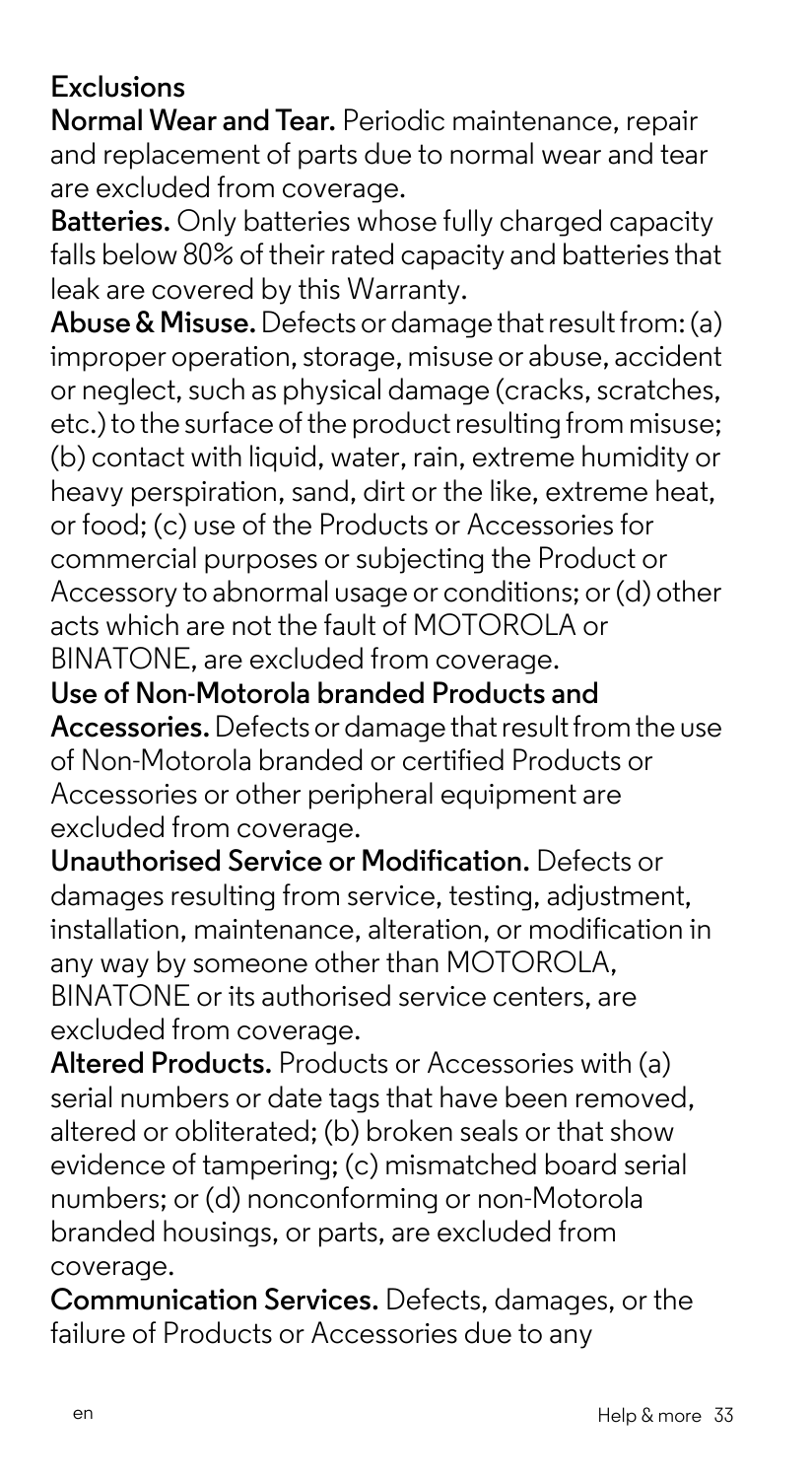## Exclusions

**Normal Wear and Tear.** Periodic maintenance, repair and replacement of parts due to normal wear and tear are excluded from coverage.

**Batteries.** Only batteries whose fully charged capacity falls below 80% of their rated capacity and batteries that leak are covered by this Warranty.

**Abuse & Misuse.** Defects or damage that result from: (a) improper operation, storage, misuse or abuse, accident or neglect, such as physical damage (cracks, scratches, etc.) to the surface of the product resulting from misuse; (b) contact with liquid, water, rain, extreme humidity or heavy perspiration, sand, dirt or the like, extreme heat, or food; (c) use of the Products or Accessories for commercial purposes or subjecting the Product or Accessory to abnormal usage or conditions; or (d) other acts which are not the fault of MOTOROLA or BINATONE, are excluded from coverage.

**Use of Non-Motorola branded Products and Accessories.** Defects or damage that result from the use of Non-Motorola branded or certified Products or Accessories or other peripheral equipment are excluded from coverage.

**Unauthorised Service or Modification.** Defects or damages resulting from service, testing, adjustment, installation, maintenance, alteration, or modification in any way by someone other than MOTOROLA, BINATONE or its authorised service centers, are excluded from coverage.

**Altered Products.** Products or Accessories with (a) serial numbers or date tags that have been removed, altered or obliterated; (b) broken seals or that show evidence of tampering; (c) mismatched board serial numbers; or (d) nonconforming or non-Motorola branded housings, or parts, are excluded from coverage.

**Communication Services.** Defects, damages, or the failure of Products or Accessories due to any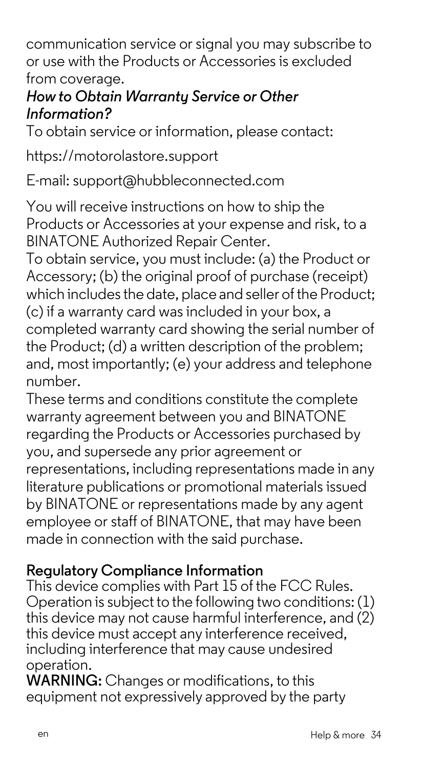communication service or signal you may subscribe to or use with the Products or Accessories is excluded from coverage.

***How to Obtain Warranty Service or Other Information?***

To obtain service or information, please contact:

https://motorolastore.support

E-mail: support@hubbleconnected.com

You will receive instructions on how to ship the Products or Accessories at your expense and risk, to a BINATONE Authorized Repair Center.

To obtain service, you must include: (a) the Product or Accessory; (b) the original proof of purchase (receipt) which includes the date, place and seller of the Product; (c) if a warranty card was included in your box, a completed warranty card showing the serial number of the Product; (d) a written description of the problem; and, most importantly; (e) your address and telephone number.

These terms and conditions constitute the complete warranty agreement between you and BINATONE regarding the Products or Accessories purchased by you, and supersede any prior agreement or representations, including representations made in any literature publications or promotional materials issued by BINATONE or representations made by any agent employee or staff of BINATONE, that may have been made in connection with the said purchase.

## Regulatory Compliance Information

This device complies with Part 15 of the FCC Rules. Operation is subject to the following two conditions: (1) this device may not cause harmful interference, and (2) this device must accept any interference received, including interference that may cause undesired operation.

**WARNING:** Changes or modifications, to this equipment not expressively approved by the party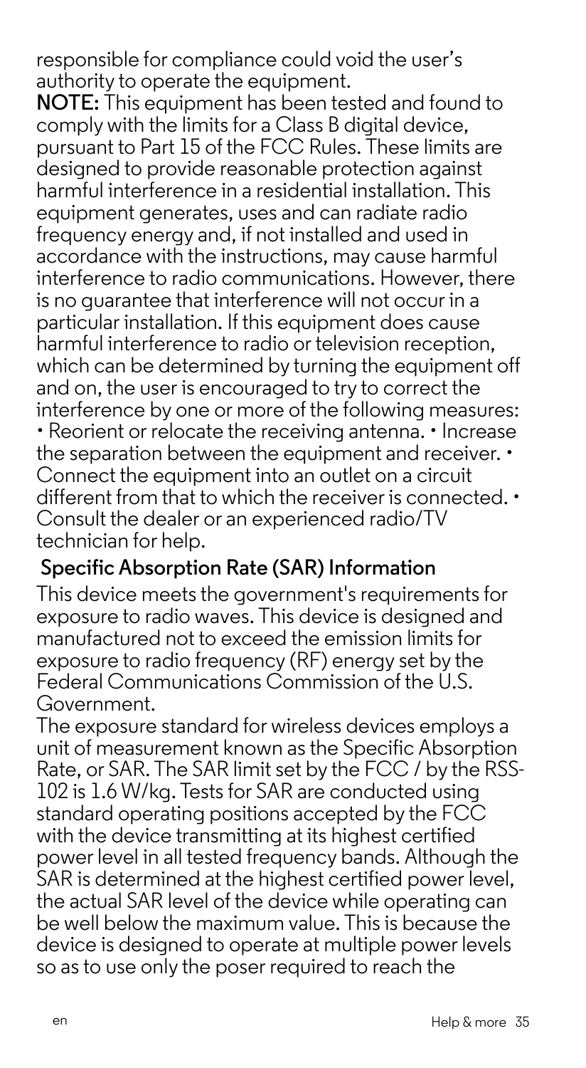responsible for compliance could void the user's authority to operate the equipment.

**NOTE:** This equipment has been tested and found to comply with the limits for a Class B digital device, pursuant to Part 15 of the FCC Rules. These limits are designed to provide reasonable protection against harmful interference in a residential installation. This equipment generates, uses and can radiate radio frequency energy and, if not installed and used in accordance with the instructions, may cause harmful interference to radio communications. However, there is no guarantee that interference will not occur in a particular installation. If this equipment does cause harmful interference to radio or television reception, which can be determined by turning the equipment off and on, the user is encouraged to try to correct the interference by one or more of the following measures: • Reorient or relocate the receiving antenna. • Increase the separation between the equipment and receiver. • Connect the equipment into an outlet on a circuit different from that to which the receiver is connected. • Consult the dealer or an experienced radio/TV technician for help.

## Specific Absorption Rate (SAR) Information

This device meets the government's requirements for exposure to radio waves. This device is designed and manufactured not to exceed the emission limits for exposure to radio frequency (RF) energy set by the Federal Communications Commission of the U.S. Government.

The exposure standard for wireless devices employs a unit of measurement known as the Specific Absorption Rate, or SAR. The SAR limit set by the FCC / by the RSS-102 is 1.6 W/kg. Tests for SAR are conducted using standard operating positions accepted by the FCC with the device transmitting at its highest certified power level in all tested frequency bands. Although the SAR is determined at the highest certified power level, the actual SAR level of the device while operating can be well below the maximum value. This is because the device is designed to operate at multiple power levels so as to use only the poser required to reach the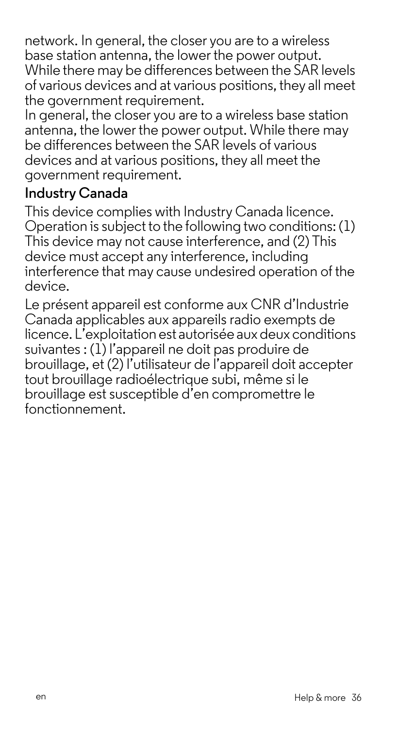network. In general, the closer you are to a wireless base station antenna, the lower the power output. While there may be differences between the SAR levels of various devices and at various positions, they all meet the government requirement.

In general, the closer you are to a wireless base station antenna, the lower the power output. While there may be differences between the SAR levels of various devices and at various positions, they all meet the government requirement.

## Industry Canada

This device complies with Industry Canada licence. Operation is subject to the following two conditions: (1) This device may not cause interference, and (2) This device must accept any interference, including interference that may cause undesired operation of the device.

Le présent appareil est conforme aux CNR d'Industrie Canada applicables aux appareils radio exempts de licence. L'exploitation est autorisée aux deux conditions suivantes : (1) l'appareil ne doit pas produire de brouillage, et (2) l'utilisateur de l'appareil doit accepter tout brouillage radioélectrique subi, même si le brouillage est susceptible d'en compromettre le fonctionnement.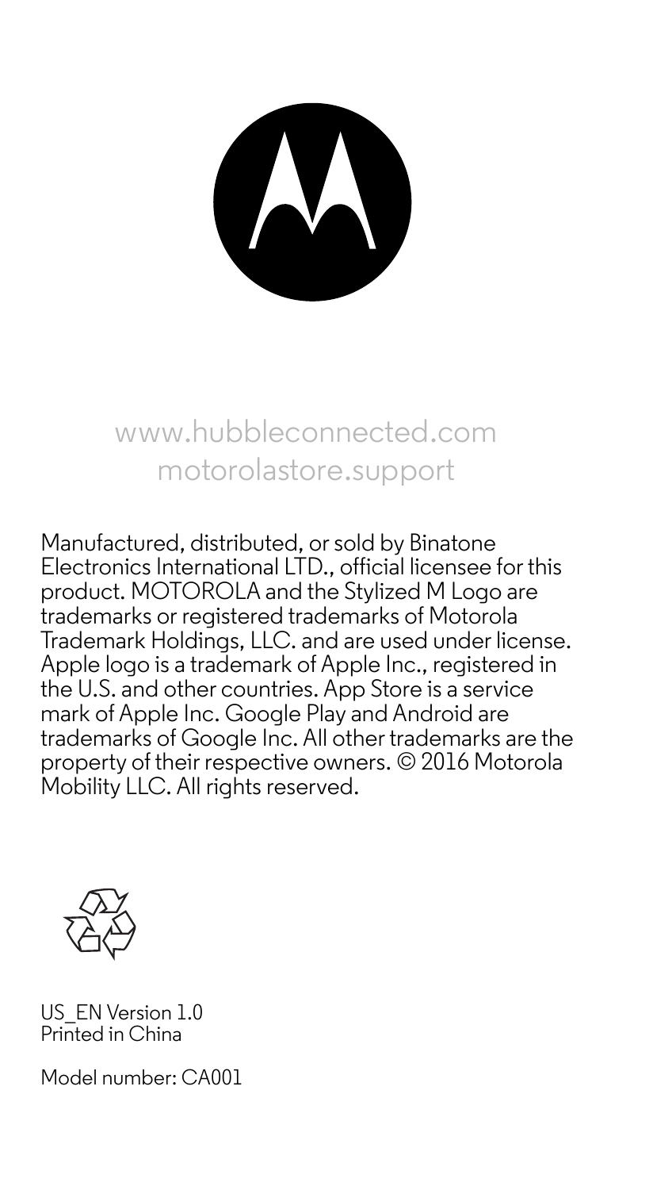www.hubbleconnected.com
motorolastore.support

Manufactured, distributed, or sold by Binatone Electronics International LTD., official licensee for this product. MOTOROLA and the Stylized M Logo are trademarks or registered trademarks of Motorola Trademark Holdings, LLC. and are used under license. Apple logo is a trademark of Apple Inc., registered in the U.S. and other countries. App Store is a service mark of Apple Inc. Google Play and Android are trademarks of Google Inc. All other trademarks are the property of their respective owners. © 2016 Motorola Mobility LLC. All rights reserved.

US_EN Version 1.0
Printed in China

Model number: CA001